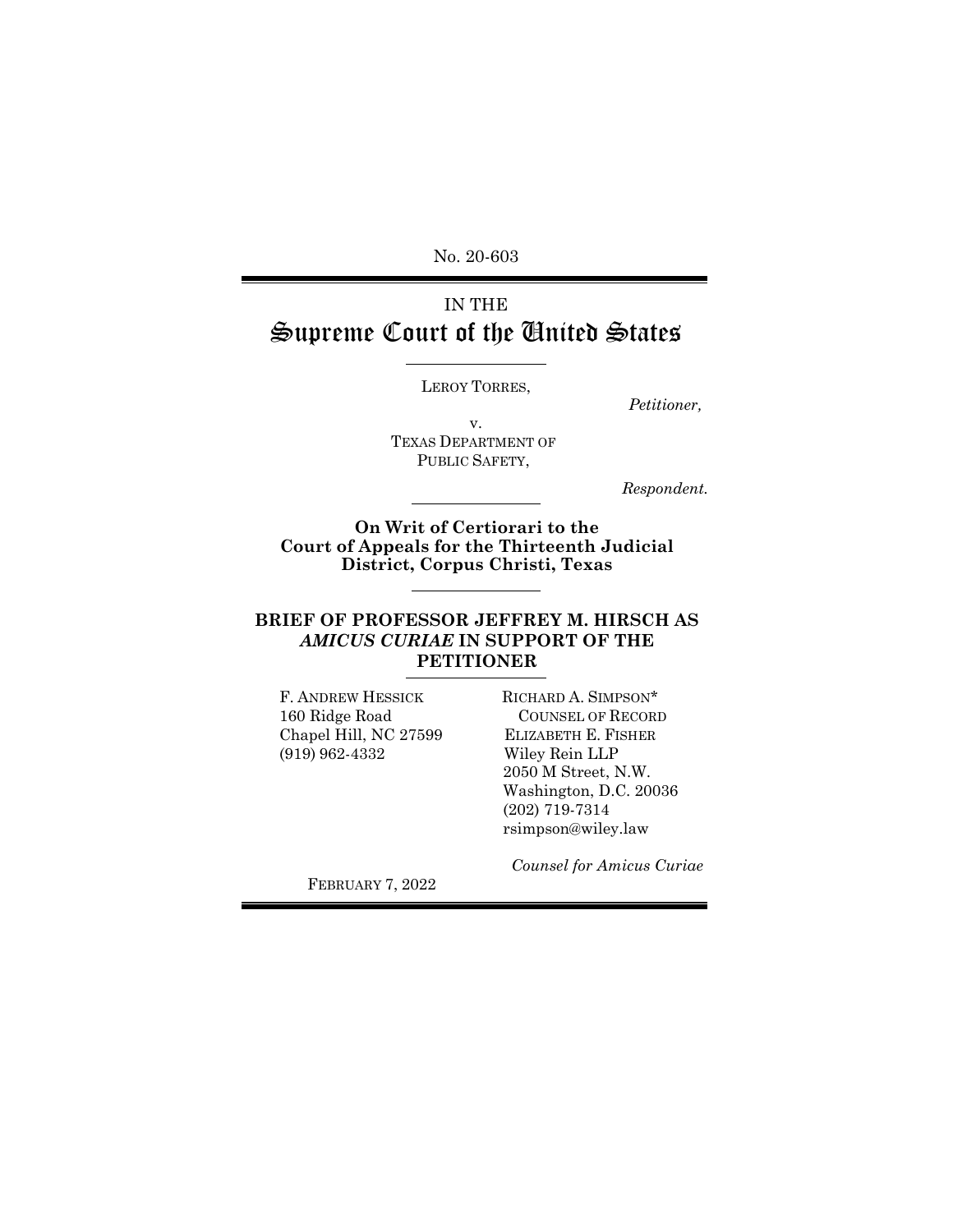No. 20-603

# IN THE Supreme Court of the United States

LEROY TORRES,

*Petitioner,*

v.

TEXAS DEPARTMENT OF PUBLIC SAFETY,

*Respondent.*

**On Writ of Certiorari to the Court of Appeals for the Thirteenth Judicial District, Corpus Christi, Texas**

## BRIEF OF PROFESSOR JEFFREY M. HIRSCH AS *AMICUS CURIAE* IN SUPPORT OF THE PETITIONER

F. ANDREW HESSICK
160 Ridge Road
Chapel Hill, NC 27599
(919) 962-4332

RICHARD A. SIMPSON*
COUNSEL OF RECORD
ELIZABETH E. FISHER
Wiley Rein LLP
2050 M Street, N.W.
Washington, D.C. 20036
(202) 719-7314
rsimpson@wiley.law

*Counsel for Amicus Curiae*

FEBRUARY 7, 2022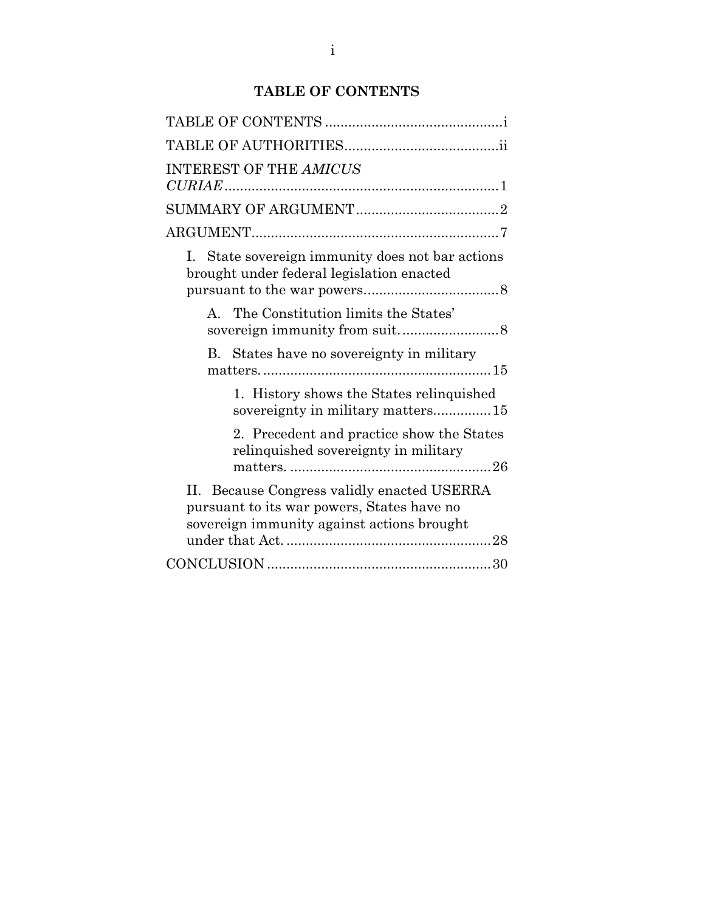## TABLE OF CONTENTS

TABLE OF CONTENTS .............................................i

TABLE OF AUTHORITIES........................................ii

INTEREST OF THE *AMICUS CURIAE*.......................................................................1

SUMMARY OF ARGUMENT.....................................2

ARGUMENT...............................................................7

- I. State sovereign immunity does not bar actions brought under federal legislation enacted pursuant to the war powers..................................8
  - A. The Constitution limits the States' sovereign immunity from suit.........................8
  - B. States have no sovereignty in military matters...........................................................15
    - 1. History shows the States relinquished sovereignty in military matters..............15
    - 2. Precedent and practice show the States relinquished sovereignty in military matters. ...................................................26
- II. Because Congress validly enacted USERRA pursuant to its war powers, States have no sovereign immunity against actions brought under that Act. .....................................................28

CONCLUSION .........................................................30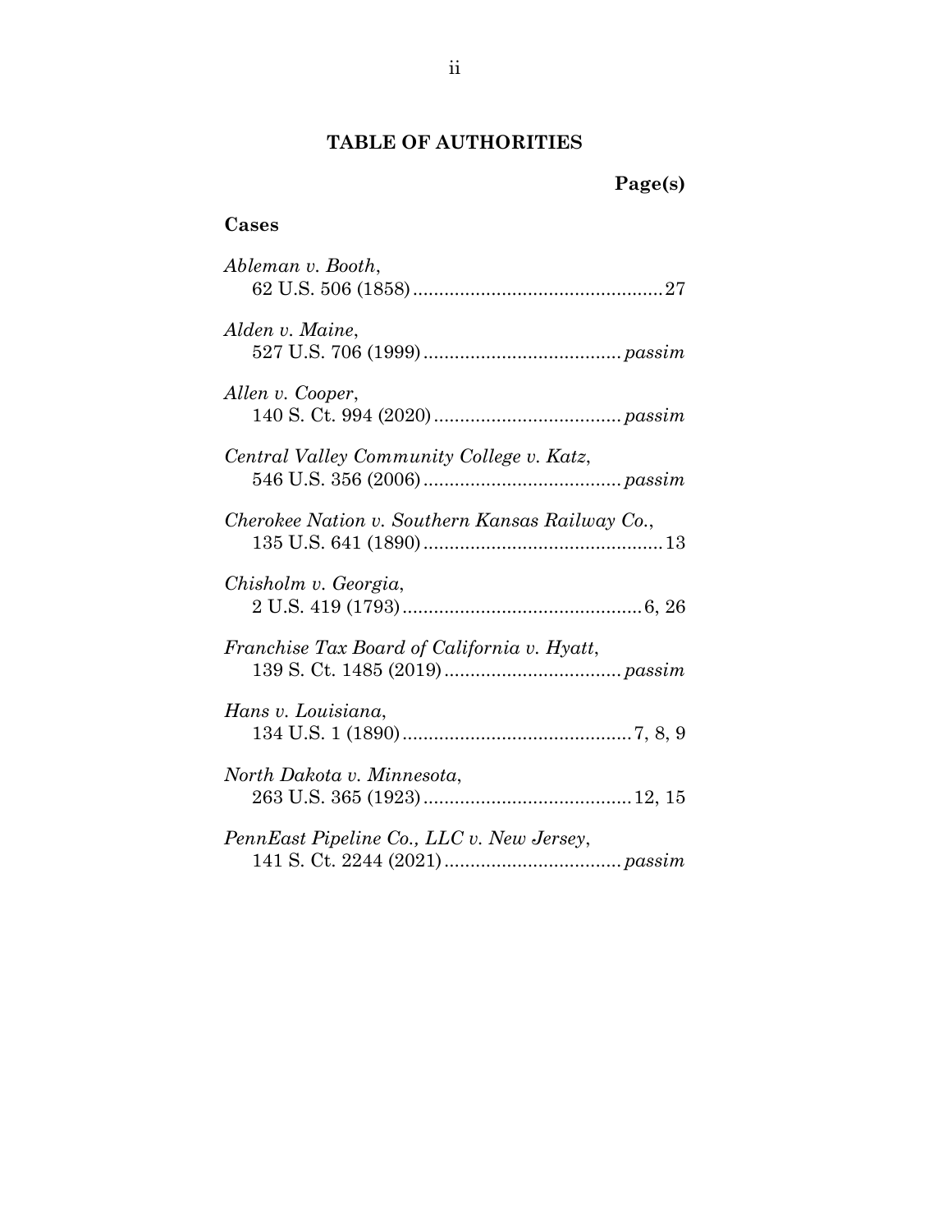## TABLE OF AUTHORITIES

**Page(s)**

### Cases

*Ableman v. Booth*,
62 U.S. 506 (1858) ................................................ 27

*Alden v. Maine*,
527 U.S. 706 (1999) ...................................... *passim*

*Allen v. Cooper*,
140 S. Ct. 994 (2020) .................................... *passim*

*Central Valley Community College v. Katz*,
546 U.S. 356 (2006) ...................................... *passim*

*Cherokee Nation v. Southern Kansas Railway Co.*,
135 U.S. 641 (1890) .............................................. 13

*Chisholm v. Georgia*,
2 U.S. 419 (1793) .............................................. 6, 26

*Franchise Tax Board of California v. Hyatt*,
139 S. Ct. 1485 (2019) .................................. *passim*

*Hans v. Louisiana*,
134 U.S. 1 (1890) ............................................ 7, 8, 9

*North Dakota v. Minnesota*,
263 U.S. 365 (1923) ........................................ 12, 15

*PennEast Pipeline Co., LLC v. New Jersey*,
141 S. Ct. 2244 (2021) .................................. *passim*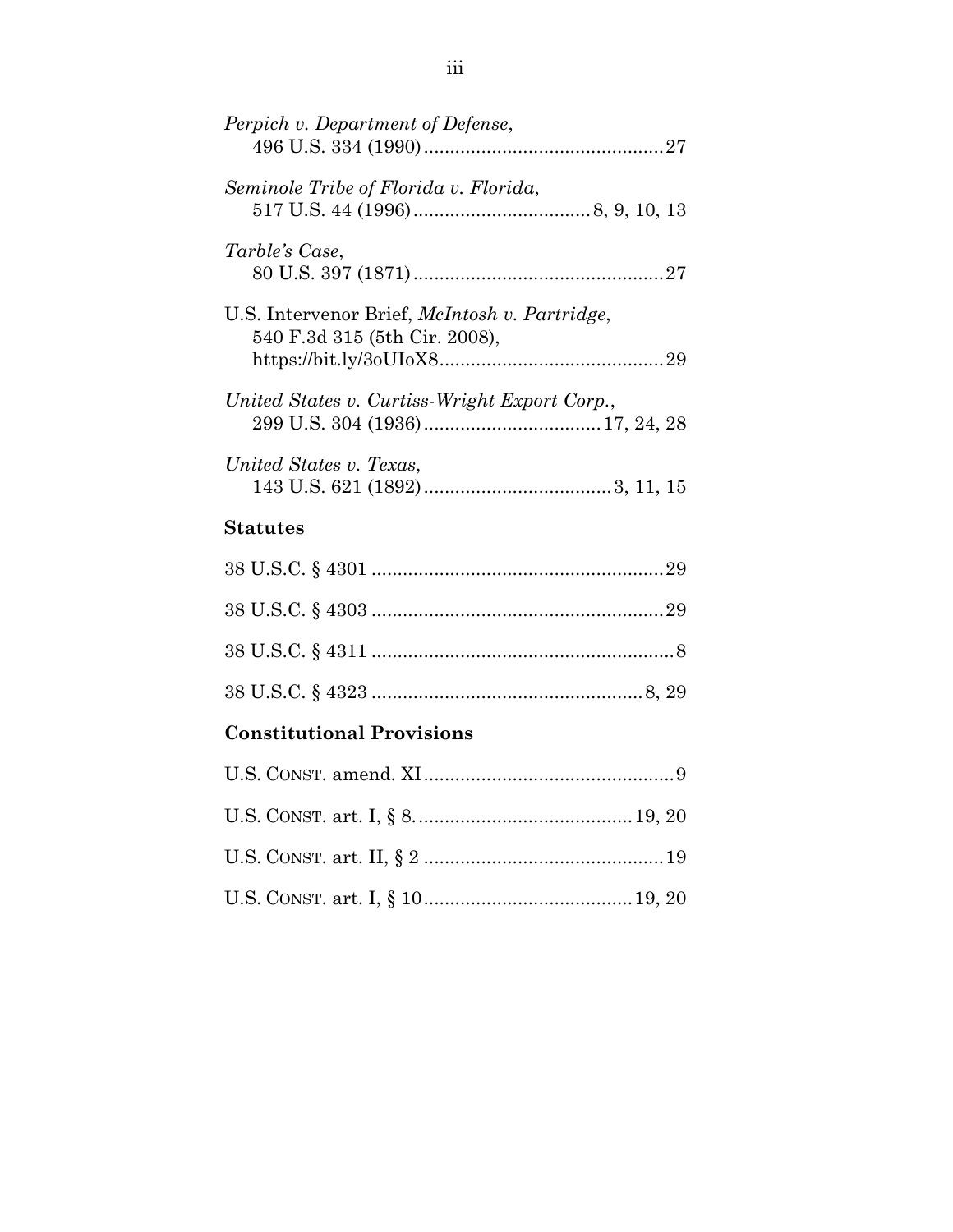*Perpich v. Department of Defense*,
496 U.S. 334 (1990) .............................................27

*Seminole Tribe of Florida v. Florida*,
517 U.S. 44 (1996) .................................8, 9, 10, 13

*Tarble's Case*,
80 U.S. 397 (1871) ................................................27

U.S. Intervenor Brief, *McIntosh v. Partridge*,
540 F.3d 315 (5th Cir. 2008),
https://bit.ly/3oUIoX8...........................................29

*United States v. Curtiss-Wright Export Corp.*,
299 U.S. 304 (1936) ..................................17, 24, 28

*United States v. Texas*,
143 U.S. 621 (1892) ....................................3, 11, 15

**Statutes**

38 U.S.C. § 4301 ........................................................29

38 U.S.C. § 4303 ........................................................29

38 U.S.C. § 4311 ..........................................................8

38 U.S.C. § 4323 ....................................................8, 29

**Constitutional Provisions**

U.S. CONST. amend. XI ................................................9

U.S. CONST. art. I, § 8. ........................................19, 20

U.S. CONST. art. II, § 2 ..............................................19

U.S. CONST. art. I, § 10.......................................19, 20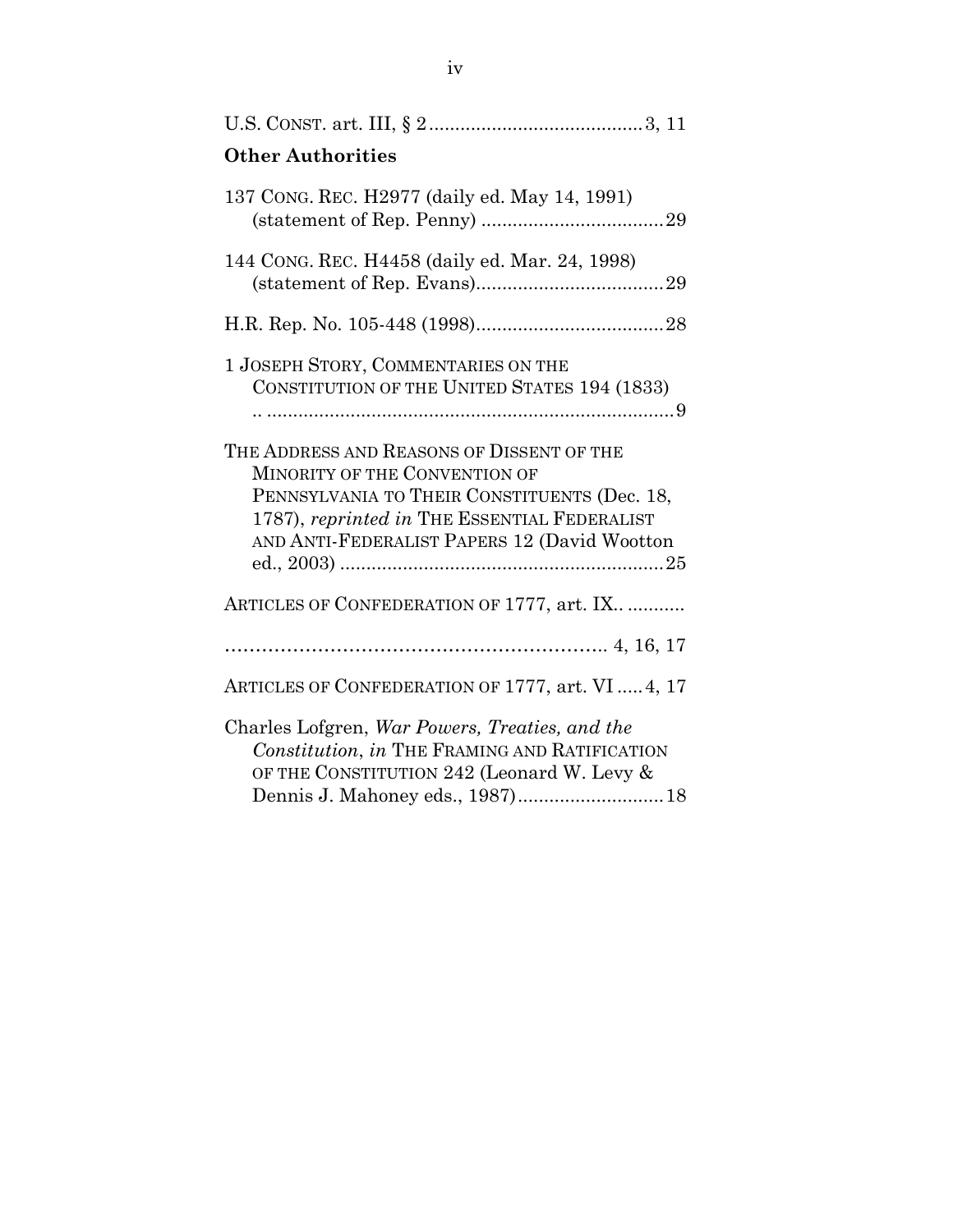U.S. CONST. art. III, § 2 .......................................... 3, 11

**Other Authorities**

137 CONG. REC. H2977 (daily ed. May 14, 1991) (statement of Rep. Penny) .................................... 29

144 CONG. REC. H4458 (daily ed. Mar. 24, 1998) (statement of Rep. Evans).................................... 29

H.R. Rep. No. 105-448 (1998).................................... 28

1 JOSEPH STORY, COMMENTARIES ON THE CONSTITUTION OF THE UNITED STATES 194 (1833) .. ............................................................................ 9

THE ADDRESS AND REASONS OF DISSENT OF THE MINORITY OF THE CONVENTION OF PENNSYLVANIA TO THEIR CONSTITUENTS (Dec. 18, 1787), *reprinted in* THE ESSENTIAL FEDERALIST AND ANTI-FEDERALIST PAPERS 12 (David Wootton ed., 2003) ............................................................ 25

ARTICLES OF CONFEDERATION OF 1777, art. IX.. ........... ……………………………………………………….. 4, 16, 17

ARTICLES OF CONFEDERATION OF 1777, art. VI ..... 4, 17

Charles Lofgren, *War Powers, Treaties, and the Constitution*, *in* THE FRAMING AND RATIFICATION OF THE CONSTITUTION 242 (Leonard W. Levy & Dennis J. Mahoney eds., 1987)............................ 18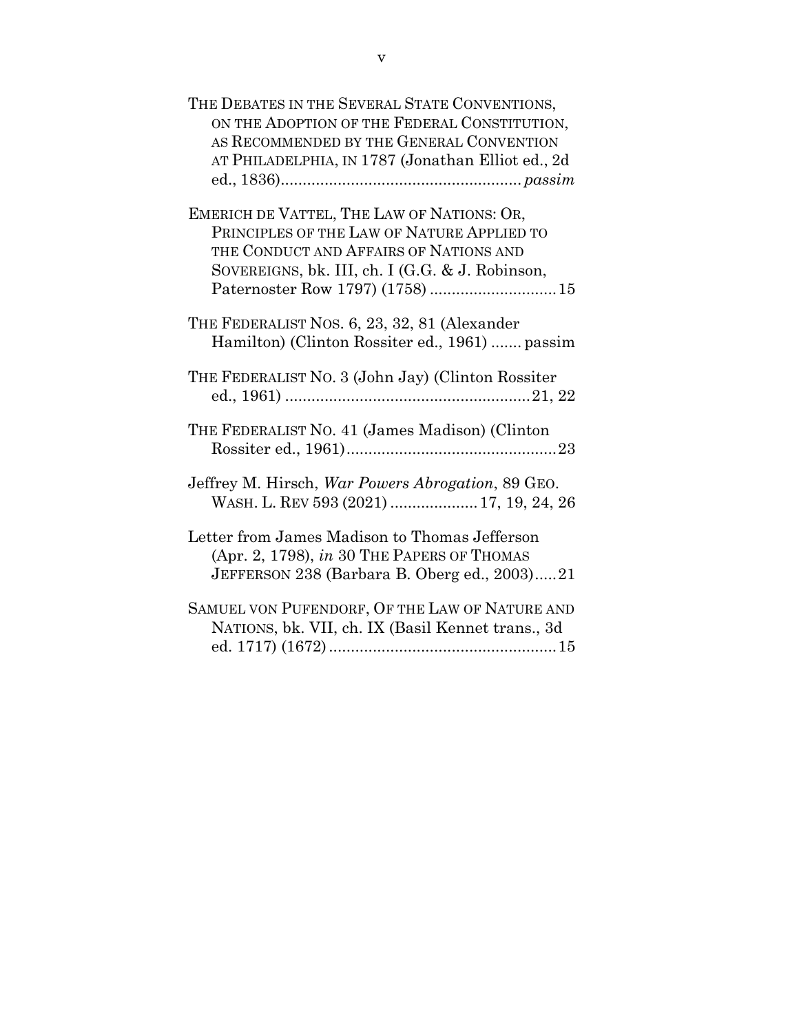THE DEBATES IN THE SEVERAL STATE CONVENTIONS, ON THE ADOPTION OF THE FEDERAL CONSTITUTION, AS RECOMMENDED BY THE GENERAL CONVENTION AT PHILADELPHIA, IN 1787 (Jonathan Elliot ed., 2d ed., 1836)....................................................... *passim*

EMERICH DE VATTEL, THE LAW OF NATIONS: OR, PRINCIPLES OF THE LAW OF NATURE APPLIED TO THE CONDUCT AND AFFAIRS OF NATIONS AND SOVEREIGNS, bk. III, ch. I (G.G. & J. Robinson, Paternoster Row 1797) (1758) ............................. 15

THE FEDERALIST NOS. 6, 23, 32, 81 (Alexander Hamilton) (Clinton Rossiter ed., 1961) ....... passim

THE FEDERALIST NO. 3 (John Jay) (Clinton Rossiter ed., 1961) ........................................................ 21, 22

THE FEDERALIST NO. 41 (James Madison) (Clinton Rossiter ed., 1961)................................................ 23

Jeffrey M. Hirsch, *War Powers Abrogation*, 89 GEO. WASH. L. REV 593 (2021) .................... 17, 19, 24, 26

Letter from James Madison to Thomas Jefferson (Apr. 2, 1798), *in* 30 THE PAPERS OF THOMAS JEFFERSON 238 (Barbara B. Oberg ed., 2003)..... 21

SAMUEL VON PUFENDORF, OF THE LAW OF NATURE AND NATIONS, bk. VII, ch. IX (Basil Kennet trans., 3d ed. 1717) (1672) .................................................... 15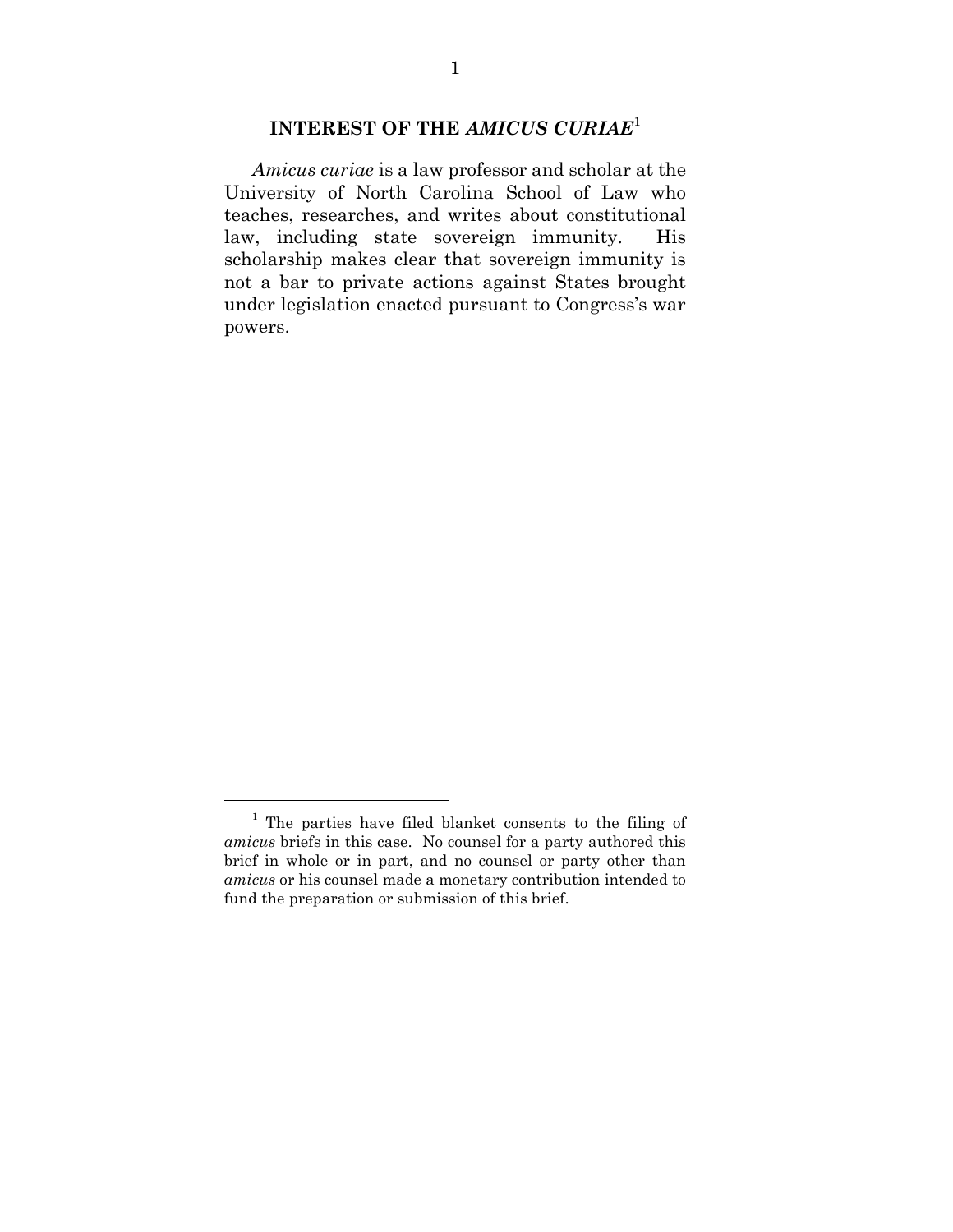## INTEREST OF THE *AMICUS CURIAE*[1]

*Amicus curiae* is a law professor and scholar at the University of North Carolina School of Law who teaches, researches, and writes about constitutional law, including state sovereign immunity. His scholarship makes clear that sovereign immunity is not a bar to private actions against States brought under legislation enacted pursuant to Congress's war powers.

---

[1] The parties have filed blanket consents to the filing of *amicus* briefs in this case. No counsel for a party authored this brief in whole or in part, and no counsel or party other than *amicus* or his counsel made a monetary contribution intended to fund the preparation or submission of this brief.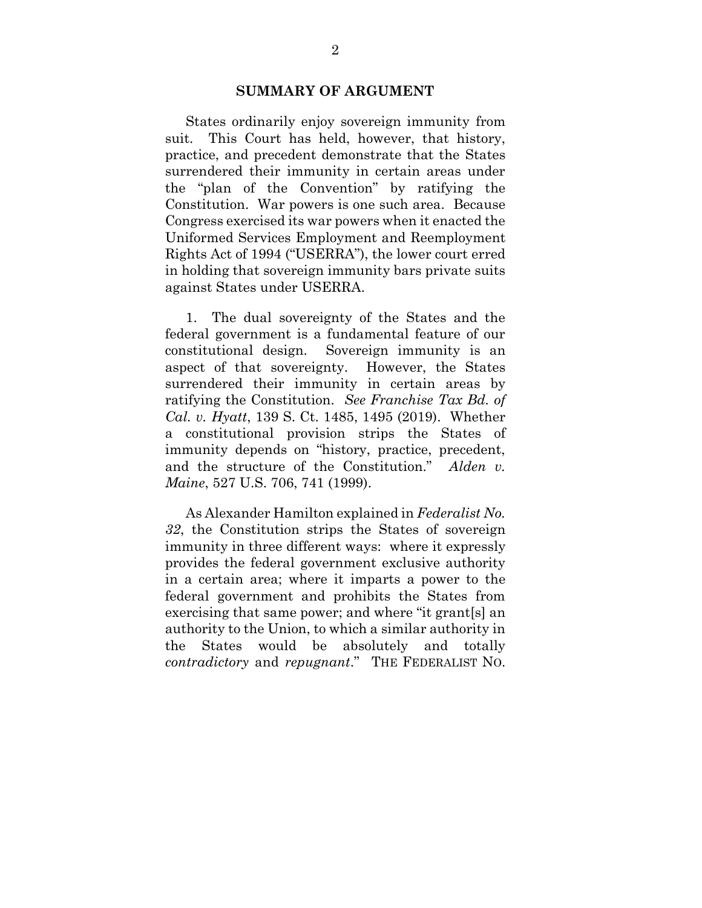## SUMMARY OF ARGUMENT

States ordinarily enjoy sovereign immunity from suit. This Court has held, however, that history, practice, and precedent demonstrate that the States surrendered their immunity in certain areas under the "plan of the Convention" by ratifying the Constitution. War powers is one such area. Because Congress exercised its war powers when it enacted the Uniformed Services Employment and Reemployment Rights Act of 1994 ("USERRA"), the lower court erred in holding that sovereign immunity bars private suits against States under USERRA.

1. The dual sovereignty of the States and the federal government is a fundamental feature of our constitutional design. Sovereign immunity is an aspect of that sovereignty. However, the States surrendered their immunity in certain areas by ratifying the Constitution. *See Franchise Tax Bd. of Cal. v. Hyatt*, 139 S. Ct. 1485, 1495 (2019). Whether a constitutional provision strips the States of immunity depends on "history, practice, precedent, and the structure of the Constitution." *Alden v. Maine*, 527 U.S. 706, 741 (1999).

As Alexander Hamilton explained in *Federalist No. 32*, the Constitution strips the States of sovereign immunity in three different ways: where it expressly provides the federal government exclusive authority in a certain area; where it imparts a power to the federal government and prohibits the States from exercising that same power; and where "it grant[s] an authority to the Union, to which a similar authority in the States would be absolutely and totally *contradictory* and *repugnant*." THE FEDERALIST NO.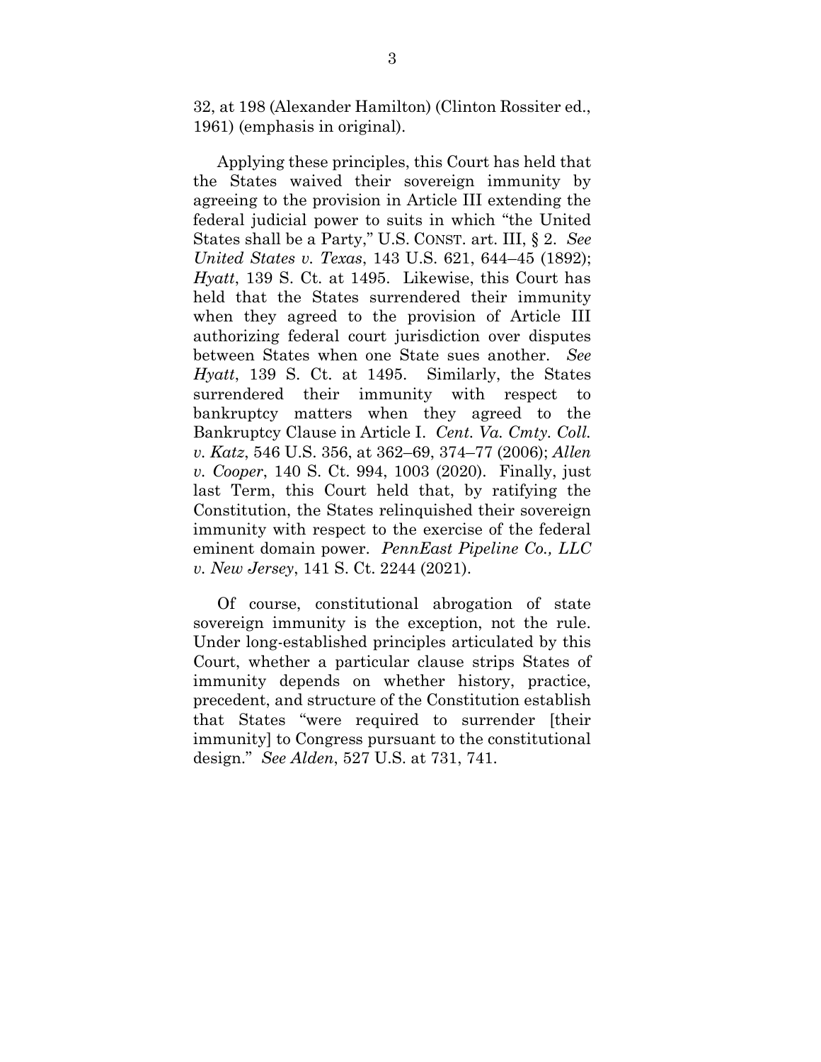32, at 198 (Alexander Hamilton) (Clinton Rossiter ed., 1961) (emphasis in original).

Applying these principles, this Court has held that the States waived their sovereign immunity by agreeing to the provision in Article III extending the federal judicial power to suits in which "the United States shall be a Party," U.S. CONST. art. III, § 2. *See United States v. Texas*, 143 U.S. 621, 644–45 (1892); *Hyatt*, 139 S. Ct. at 1495. Likewise, this Court has held that the States surrendered their immunity when they agreed to the provision of Article III authorizing federal court jurisdiction over disputes between States when one State sues another. *See Hyatt*, 139 S. Ct. at 1495. Similarly, the States surrendered their immunity with respect to bankruptcy matters when they agreed to the Bankruptcy Clause in Article I. *Cent. Va. Cmty. Coll. v. Katz*, 546 U.S. 356, at 362–69, 374–77 (2006); *Allen v. Cooper*, 140 S. Ct. 994, 1003 (2020). Finally, just last Term, this Court held that, by ratifying the Constitution, the States relinquished their sovereign immunity with respect to the exercise of the federal eminent domain power. *PennEast Pipeline Co., LLC v. New Jersey*, 141 S. Ct. 2244 (2021).

Of course, constitutional abrogation of state sovereign immunity is the exception, not the rule. Under long-established principles articulated by this Court, whether a particular clause strips States of immunity depends on whether history, practice, precedent, and structure of the Constitution establish that States "were required to surrender [their immunity] to Congress pursuant to the constitutional design." *See Alden*, 527 U.S. at 731, 741.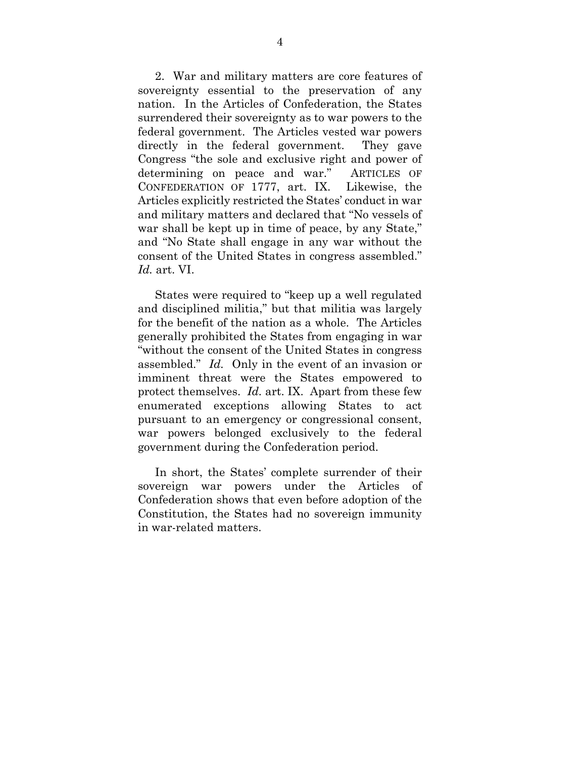2. War and military matters are core features of sovereignty essential to the preservation of any nation. In the Articles of Confederation, the States surrendered their sovereignty as to war powers to the federal government. The Articles vested war powers directly in the federal government. They gave Congress "the sole and exclusive right and power of determining on peace and war." ARTICLES OF CONFEDERATION OF 1777, art. IX. Likewise, the Articles explicitly restricted the States' conduct in war and military matters and declared that "No vessels of war shall be kept up in time of peace, by any State," and "No State shall engage in any war without the consent of the United States in congress assembled." *Id.* art. VI.

States were required to "keep up a well regulated and disciplined militia," but that militia was largely for the benefit of the nation as a whole. The Articles generally prohibited the States from engaging in war "without the consent of the United States in congress assembled." *Id.* Only in the event of an invasion or imminent threat were the States empowered to protect themselves. *Id.* art. IX. Apart from these few enumerated exceptions allowing States to act pursuant to an emergency or congressional consent, war powers belonged exclusively to the federal government during the Confederation period.

In short, the States' complete surrender of their sovereign war powers under the Articles of Confederation shows that even before adoption of the Constitution, the States had no sovereign immunity in war-related matters.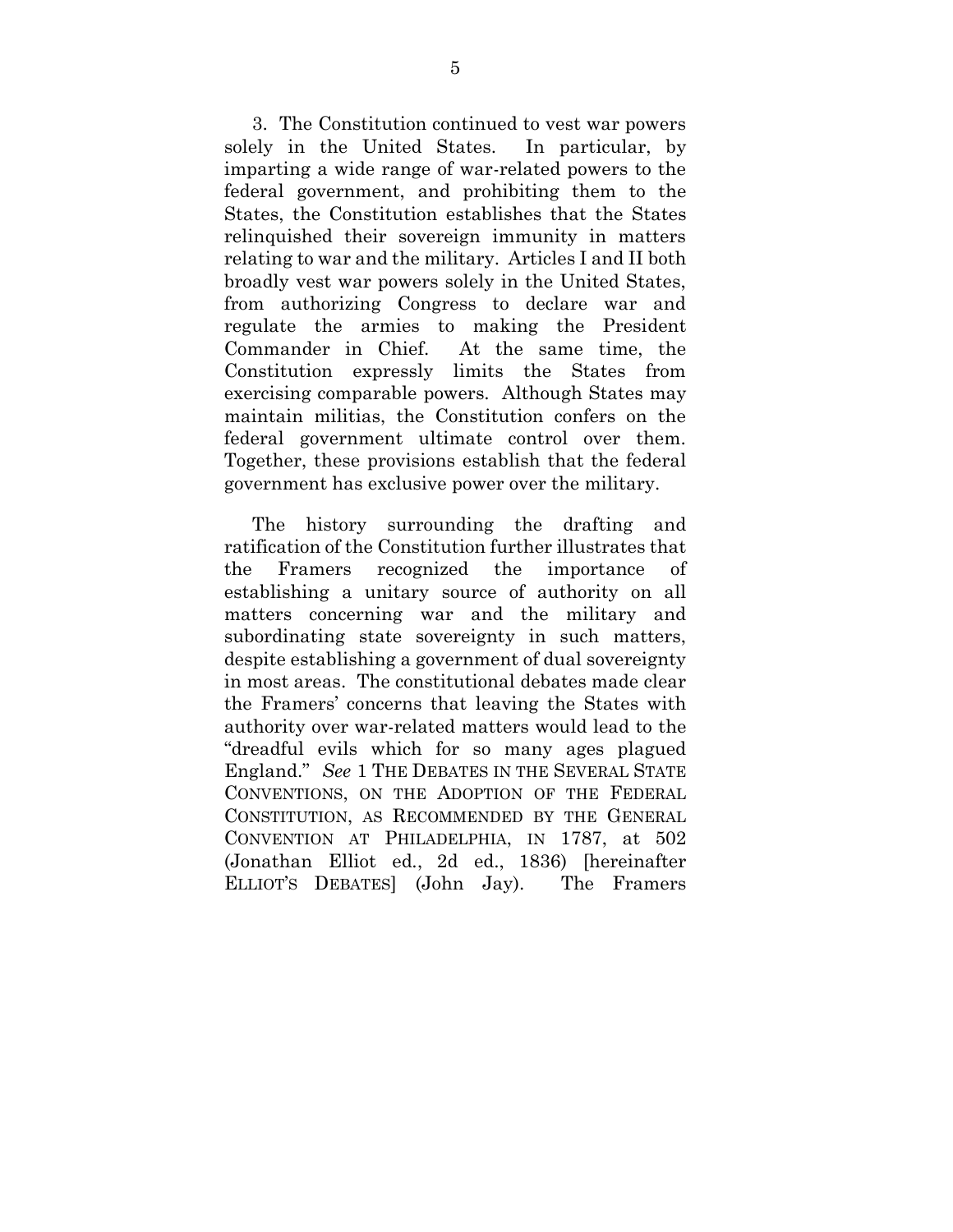3. The Constitution continued to vest war powers solely in the United States. In particular, by imparting a wide range of war-related powers to the federal government, and prohibiting them to the States, the Constitution establishes that the States relinquished their sovereign immunity in matters relating to war and the military. Articles I and II both broadly vest war powers solely in the United States, from authorizing Congress to declare war and regulate the armies to making the President Commander in Chief. At the same time, the Constitution expressly limits the States from exercising comparable powers. Although States may maintain militias, the Constitution confers on the federal government ultimate control over them. Together, these provisions establish that the federal government has exclusive power over the military.

The history surrounding the drafting and ratification of the Constitution further illustrates that the Framers recognized the importance of establishing a unitary source of authority on all matters concerning war and the military and subordinating state sovereignty in such matters, despite establishing a government of dual sovereignty in most areas. The constitutional debates made clear the Framers' concerns that leaving the States with authority over war-related matters would lead to the "dreadful evils which for so many ages plagued England." *See* 1 THE DEBATES IN THE SEVERAL STATE CONVENTIONS, ON THE ADOPTION OF THE FEDERAL CONSTITUTION, AS RECOMMENDED BY THE GENERAL CONVENTION AT PHILADELPHIA, IN 1787, at 502 (Jonathan Elliot ed., 2d ed., 1836) [hereinafter ELLIOT'S DEBATES] (John Jay). The Framers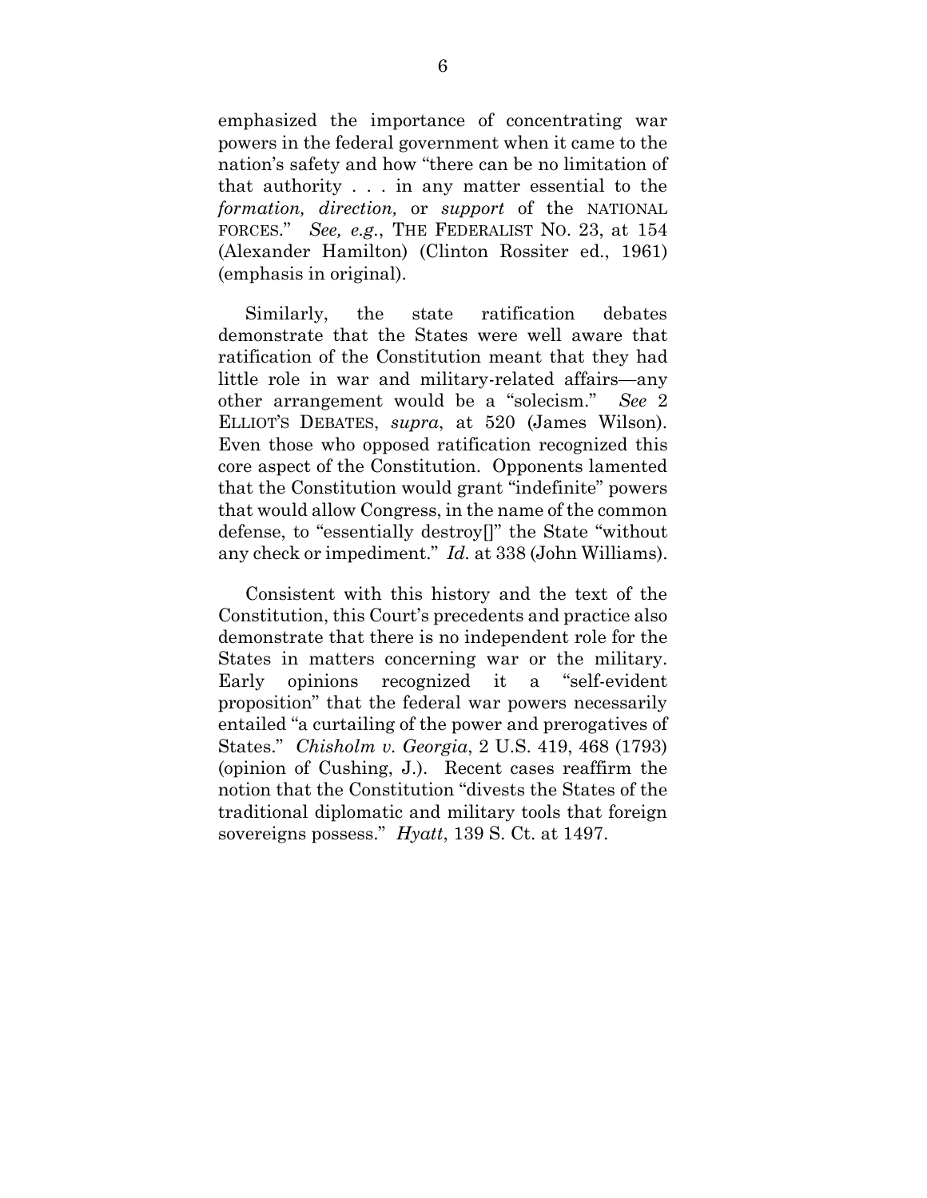emphasized the importance of concentrating war powers in the federal government when it came to the nation's safety and how "there can be no limitation of that authority . . . in any matter essential to the *formation, direction,* or *support* of the NATIONAL FORCES." *See, e.g.*, THE FEDERALIST NO. 23, at 154 (Alexander Hamilton) (Clinton Rossiter ed., 1961) (emphasis in original).

Similarly, the state ratification debates demonstrate that the States were well aware that ratification of the Constitution meant that they had little role in war and military-related affairs—any other arrangement would be a "solecism." *See* 2 ELLIOT'S DEBATES, *supra*, at 520 (James Wilson). Even those who opposed ratification recognized this core aspect of the Constitution. Opponents lamented that the Constitution would grant "indefinite" powers that would allow Congress, in the name of the common defense, to "essentially destroy[]" the State "without any check or impediment." *Id.* at 338 (John Williams).

Consistent with this history and the text of the Constitution, this Court's precedents and practice also demonstrate that there is no independent role for the States in matters concerning war or the military. Early opinions recognized it a "self-evident proposition" that the federal war powers necessarily entailed "a curtailing of the power and prerogatives of States." *Chisholm v. Georgia*, 2 U.S. 419, 468 (1793) (opinion of Cushing, J.). Recent cases reaffirm the notion that the Constitution "divests the States of the traditional diplomatic and military tools that foreign sovereigns possess." *Hyatt*, 139 S. Ct. at 1497.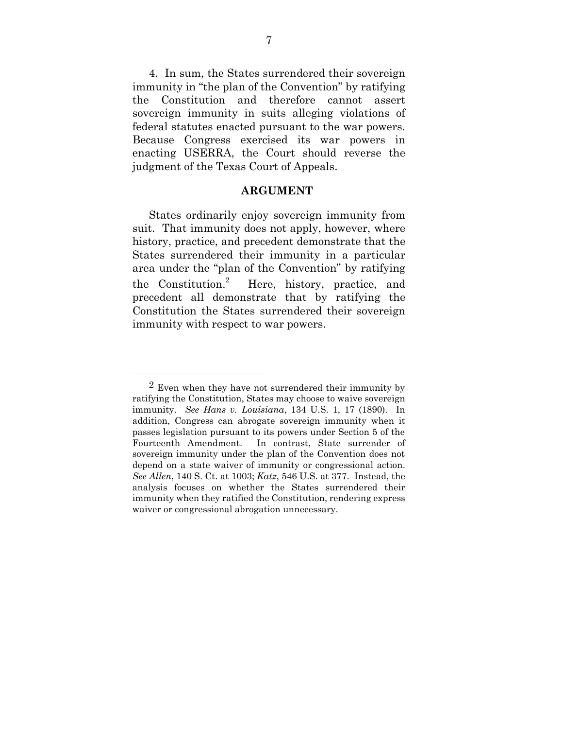4. In sum, the States surrendered their sovereign immunity in "the plan of the Convention" by ratifying the Constitution and therefore cannot assert sovereign immunity in suits alleging violations of federal statutes enacted pursuant to the war powers. Because Congress exercised its war powers in enacting USERRA, the Court should reverse the judgment of the Texas Court of Appeals.

## ARGUMENT

States ordinarily enjoy sovereign immunity from suit. That immunity does not apply, however, where history, practice, and precedent demonstrate that the States surrendered their immunity in a particular area under the "plan of the Convention" by ratifying the Constitution.[2] Here, history, practice, and precedent all demonstrate that by ratifying the Constitution the States surrendered their sovereign immunity with respect to war powers.

---

[2] Even when they have not surrendered their immunity by ratifying the Constitution, States may choose to waive sovereign immunity. *See Hans v. Louisiana*, 134 U.S. 1, 17 (1890). In addition, Congress can abrogate sovereign immunity when it passes legislation pursuant to its powers under Section 5 of the Fourteenth Amendment. In contrast, State surrender of sovereign immunity under the plan of the Convention does not depend on a state waiver of immunity or congressional action. *See Allen*, 140 S. Ct. at 1003; *Katz*, 546 U.S. at 377. Instead, the analysis focuses on whether the States surrendered their immunity when they ratified the Constitution, rendering express waiver or congressional abrogation unnecessary.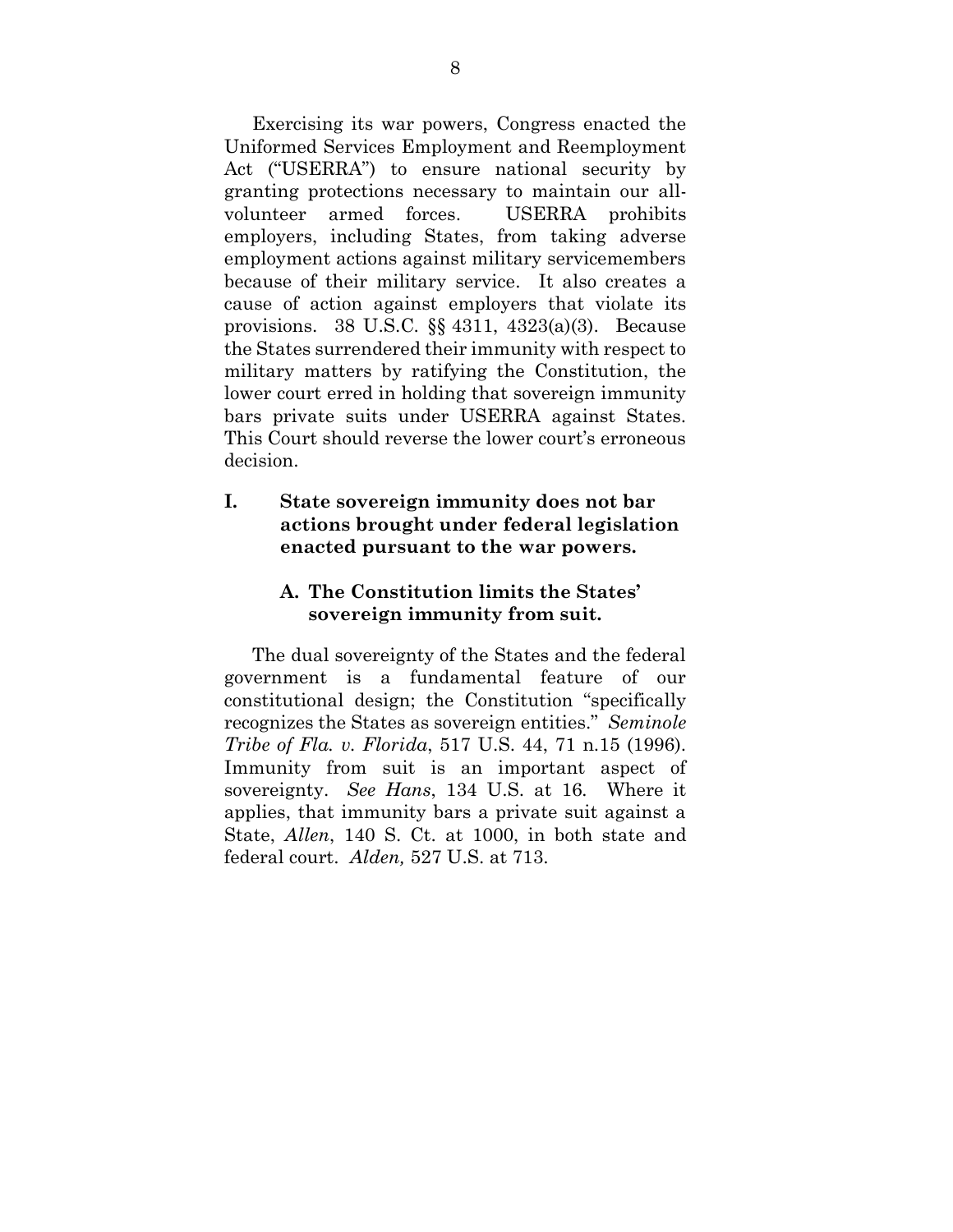Exercising its war powers, Congress enacted the Uniformed Services Employment and Reemployment Act ("USERRA") to ensure national security by granting protections necessary to maintain our all-volunteer armed forces. USERRA prohibits employers, including States, from taking adverse employment actions against military servicemembers because of their military service. It also creates a cause of action against employers that violate its provisions. 38 U.S.C. §§ 4311, 4323(a)(3). Because the States surrendered their immunity with respect to military matters by ratifying the Constitution, the lower court erred in holding that sovereign immunity bars private suits under USERRA against States. This Court should reverse the lower court's erroneous decision.

## I. State sovereign immunity does not bar actions brought under federal legislation enacted pursuant to the war powers.

### A. The Constitution limits the States' sovereign immunity from suit.

The dual sovereignty of the States and the federal government is a fundamental feature of our constitutional design; the Constitution "specifically recognizes the States as sovereign entities." *Seminole Tribe of Fla. v. Florida*, 517 U.S. 44, 71 n.15 (1996). Immunity from suit is an important aspect of sovereignty. *See Hans*, 134 U.S. at 16. Where it applies, that immunity bars a private suit against a State, *Allen*, 140 S. Ct. at 1000, in both state and federal court. *Alden,* 527 U.S. at 713.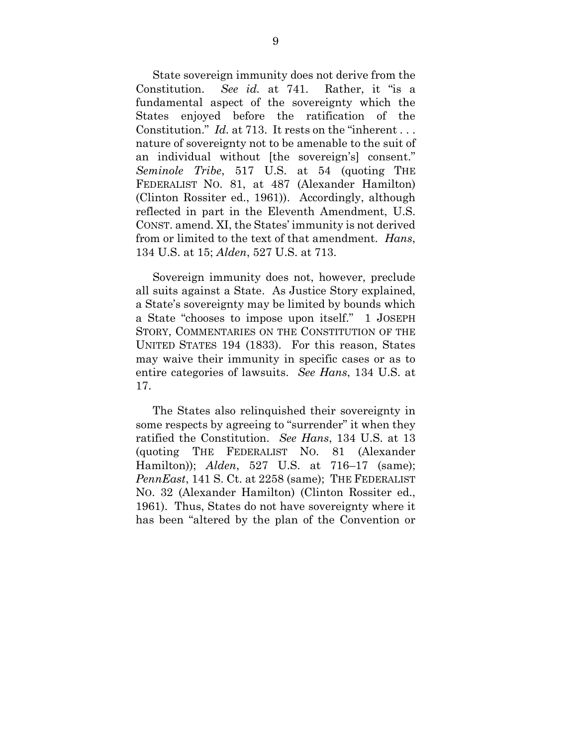State sovereign immunity does not derive from the Constitution. *See id.* at 741. Rather, it "is a fundamental aspect of the sovereignty which the States enjoyed before the ratification of the Constitution." *Id.* at 713. It rests on the "inherent . . . nature of sovereignty not to be amenable to the suit of an individual without [the sovereign's] consent." *Seminole Tribe*, 517 U.S. at 54 (quoting THE FEDERALIST NO. 81, at 487 (Alexander Hamilton) (Clinton Rossiter ed., 1961)). Accordingly, although reflected in part in the Eleventh Amendment, U.S. CONST. amend. XI, the States' immunity is not derived from or limited to the text of that amendment. *Hans*, 134 U.S. at 15; *Alden*, 527 U.S. at 713.

Sovereign immunity does not, however, preclude all suits against a State. As Justice Story explained, a State's sovereignty may be limited by bounds which a State "chooses to impose upon itself." 1 JOSEPH STORY, COMMENTARIES ON THE CONSTITUTION OF THE UNITED STATES 194 (1833). For this reason, States may waive their immunity in specific cases or as to entire categories of lawsuits. *See Hans*, 134 U.S. at 17.

The States also relinquished their sovereignty in some respects by agreeing to "surrender" it when they ratified the Constitution. *See Hans*, 134 U.S. at 13 (quoting THE FEDERALIST NO. 81 (Alexander Hamilton)); *Alden*, 527 U.S. at 716–17 (same); *PennEast*, 141 S. Ct. at 2258 (same); THE FEDERALIST NO. 32 (Alexander Hamilton) (Clinton Rossiter ed., 1961). Thus, States do not have sovereignty where it has been "altered by the plan of the Convention or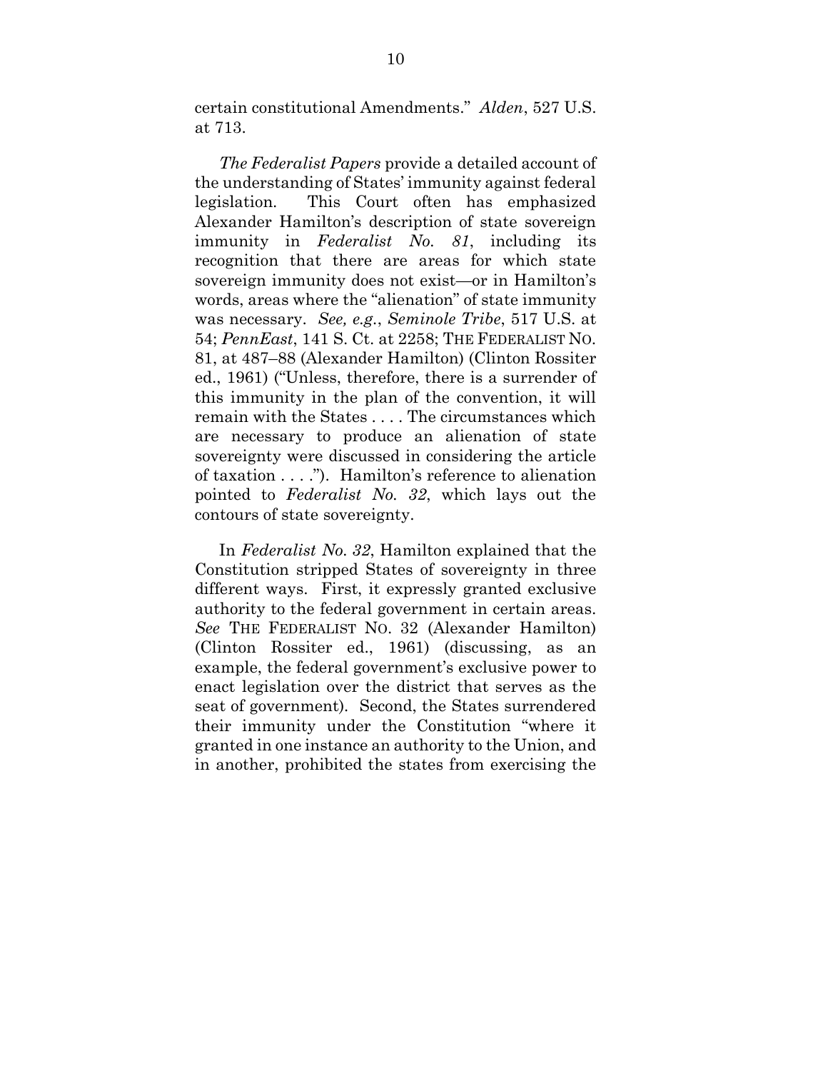certain constitutional Amendments." *Alden*, 527 U.S. at 713.

*The Federalist Papers* provide a detailed account of the understanding of States' immunity against federal legislation. This Court often has emphasized Alexander Hamilton's description of state sovereign immunity in *Federalist No. 81*, including its recognition that there are areas for which state sovereign immunity does not exist—or in Hamilton's words, areas where the "alienation" of state immunity was necessary. *See, e.g.*, *Seminole Tribe*, 517 U.S. at 54; *PennEast*, 141 S. Ct. at 2258; THE FEDERALIST NO. 81, at 487–88 (Alexander Hamilton) (Clinton Rossiter ed., 1961) ("Unless, therefore, there is a surrender of this immunity in the plan of the convention, it will remain with the States . . . . The circumstances which are necessary to produce an alienation of state sovereignty were discussed in considering the article of taxation . . . ."). Hamilton's reference to alienation pointed to *Federalist No. 32*, which lays out the contours of state sovereignty.

In *Federalist No. 32*, Hamilton explained that the Constitution stripped States of sovereignty in three different ways. First, it expressly granted exclusive authority to the federal government in certain areas. *See* THE FEDERALIST NO. 32 (Alexander Hamilton) (Clinton Rossiter ed., 1961) (discussing, as an example, the federal government's exclusive power to enact legislation over the district that serves as the seat of government). Second, the States surrendered their immunity under the Constitution "where it granted in one instance an authority to the Union, and in another, prohibited the states from exercising the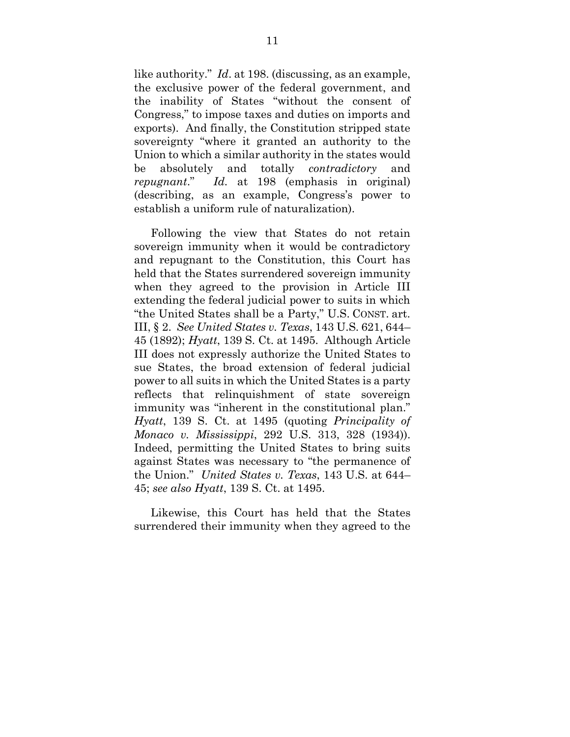like authority." *Id*. at 198. (discussing, as an example, the exclusive power of the federal government, and the inability of States "without the consent of Congress," to impose taxes and duties on imports and exports). And finally, the Constitution stripped state sovereignty "where it granted an authority to the Union to which a similar authority in the states would be absolutely and totally *contradictory* and *repugnant*." *Id.* at 198 (emphasis in original) (describing, as an example, Congress's power to establish a uniform rule of naturalization).

Following the view that States do not retain sovereign immunity when it would be contradictory and repugnant to the Constitution, this Court has held that the States surrendered sovereign immunity when they agreed to the provision in Article III extending the federal judicial power to suits in which "the United States shall be a Party," U.S. CONST. art. III, § 2. *See United States v. Texas*, 143 U.S. 621, 644–45 (1892); *Hyatt*, 139 S. Ct. at 1495. Although Article III does not expressly authorize the United States to sue States, the broad extension of federal judicial power to all suits in which the United States is a party reflects that relinquishment of state sovereign immunity was "inherent in the constitutional plan." *Hyatt*, 139 S. Ct. at 1495 (quoting *Principality of Monaco v. Mississippi*, 292 U.S. 313, 328 (1934)). Indeed, permitting the United States to bring suits against States was necessary to "the permanence of the Union." *United States v. Texas*, 143 U.S. at 644–45; *see also Hyatt*, 139 S. Ct. at 1495.

Likewise, this Court has held that the States surrendered their immunity when they agreed to the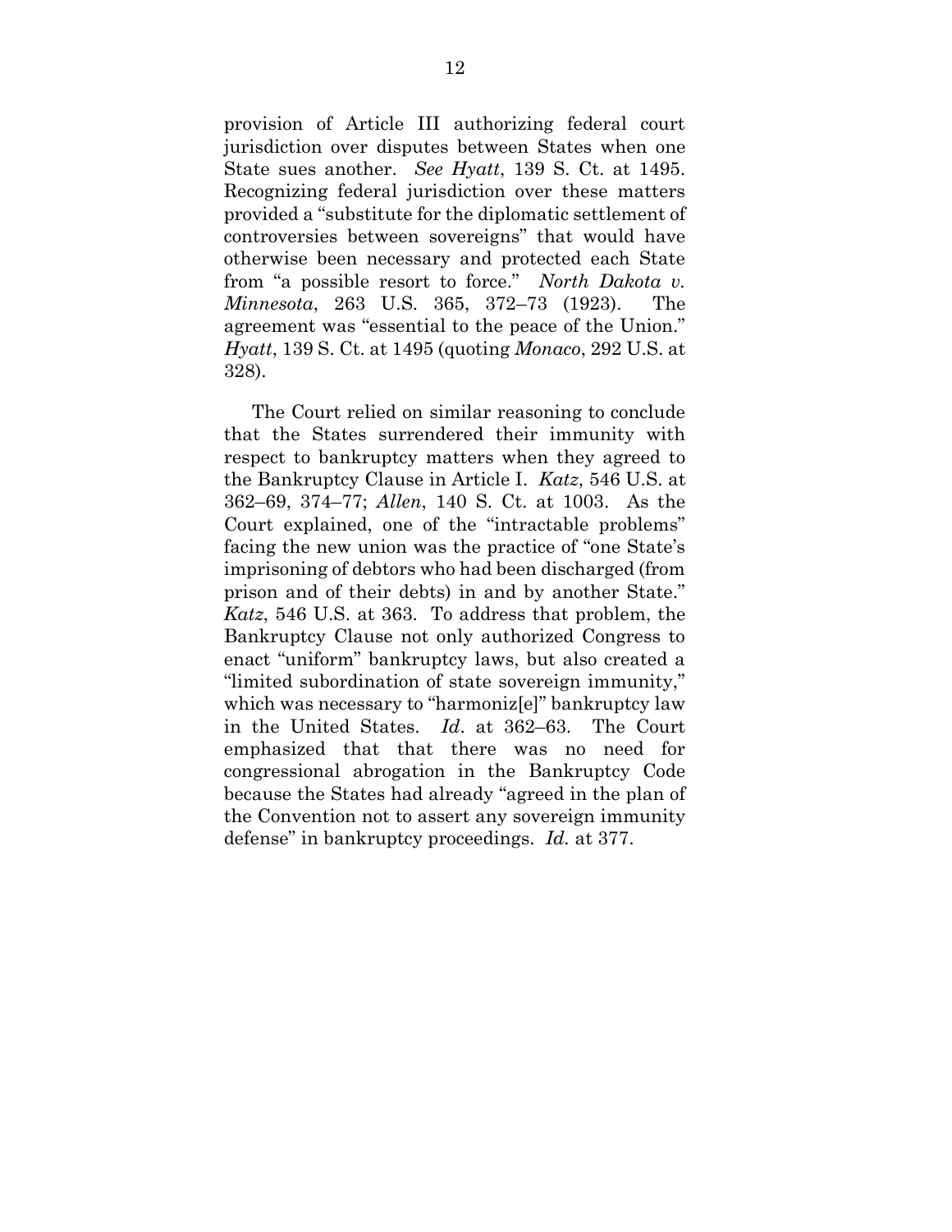provision of Article III authorizing federal court jurisdiction over disputes between States when one State sues another. *See Hyatt*, 139 S. Ct. at 1495. Recognizing federal jurisdiction over these matters provided a "substitute for the diplomatic settlement of controversies between sovereigns" that would have otherwise been necessary and protected each State from "a possible resort to force." *North Dakota v. Minnesota*, 263 U.S. 365, 372–73 (1923). The agreement was "essential to the peace of the Union." *Hyatt*, 139 S. Ct. at 1495 (quoting *Monaco*, 292 U.S. at 328).

The Court relied on similar reasoning to conclude that the States surrendered their immunity with respect to bankruptcy matters when they agreed to the Bankruptcy Clause in Article I. *Katz*, 546 U.S. at 362–69, 374–77; *Allen*, 140 S. Ct. at 1003. As the Court explained, one of the "intractable problems" facing the new union was the practice of "one State's imprisoning of debtors who had been discharged (from prison and of their debts) in and by another State." *Katz*, 546 U.S. at 363. To address that problem, the Bankruptcy Clause not only authorized Congress to enact "uniform" bankruptcy laws, but also created a "limited subordination of state sovereign immunity," which was necessary to "harmoniz[e]" bankruptcy law in the United States. *Id*. at 362–63. The Court emphasized that that there was no need for congressional abrogation in the Bankruptcy Code because the States had already "agreed in the plan of the Convention not to assert any sovereign immunity defense" in bankruptcy proceedings. *Id.* at 377.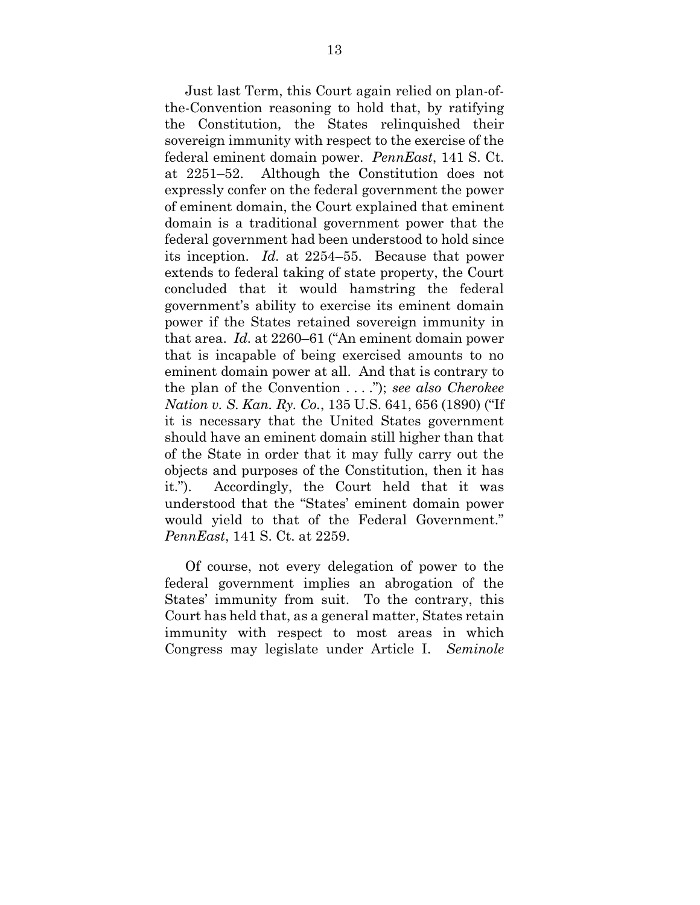Just last Term, this Court again relied on plan-of-the-Convention reasoning to hold that, by ratifying the Constitution, the States relinquished their sovereign immunity with respect to the exercise of the federal eminent domain power. *PennEast*, 141 S. Ct. at 2251–52. Although the Constitution does not expressly confer on the federal government the power of eminent domain, the Court explained that eminent domain is a traditional government power that the federal government had been understood to hold since its inception. *Id.* at 2254–55. Because that power extends to federal taking of state property, the Court concluded that it would hamstring the federal government's ability to exercise its eminent domain power if the States retained sovereign immunity in that area. *Id.* at 2260–61 ("An eminent domain power that is incapable of being exercised amounts to no eminent domain power at all. And that is contrary to the plan of the Convention . . . ."); *see also Cherokee Nation v. S. Kan. Ry. Co.*, 135 U.S. 641, 656 (1890) ("If it is necessary that the United States government should have an eminent domain still higher than that of the State in order that it may fully carry out the objects and purposes of the Constitution, then it has it."). Accordingly, the Court held that it was understood that the "States' eminent domain power would yield to that of the Federal Government." *PennEast*, 141 S. Ct. at 2259.

Of course, not every delegation of power to the federal government implies an abrogation of the States' immunity from suit. To the contrary, this Court has held that, as a general matter, States retain immunity with respect to most areas in which Congress may legislate under Article I. *Seminole*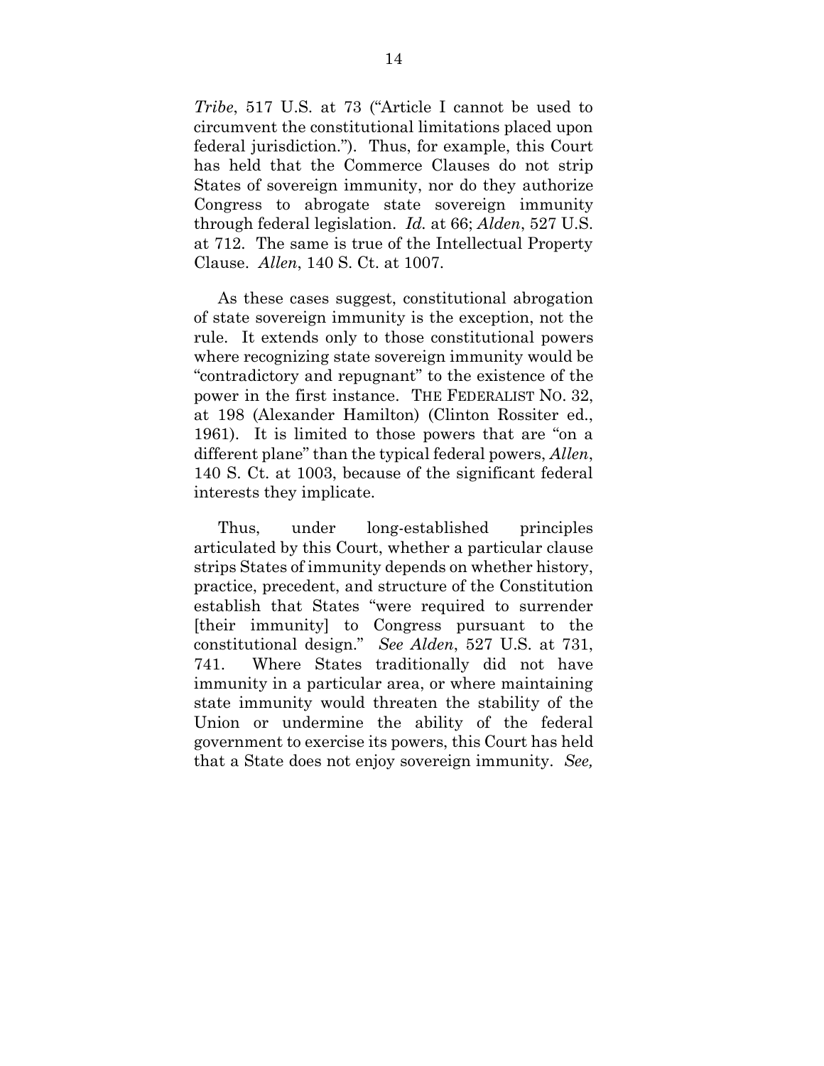*Tribe*, 517 U.S. at 73 ("Article I cannot be used to circumvent the constitutional limitations placed upon federal jurisdiction."). Thus, for example, this Court has held that the Commerce Clauses do not strip States of sovereign immunity, nor do they authorize Congress to abrogate state sovereign immunity through federal legislation. *Id.* at 66; *Alden*, 527 U.S. at 712. The same is true of the Intellectual Property Clause. *Allen*, 140 S. Ct. at 1007.

As these cases suggest, constitutional abrogation of state sovereign immunity is the exception, not the rule. It extends only to those constitutional powers where recognizing state sovereign immunity would be "contradictory and repugnant" to the existence of the power in the first instance. THE FEDERALIST NO. 32, at 198 (Alexander Hamilton) (Clinton Rossiter ed., 1961). It is limited to those powers that are "on a different plane" than the typical federal powers, *Allen*, 140 S. Ct. at 1003, because of the significant federal interests they implicate.

Thus, under long-established principles articulated by this Court, whether a particular clause strips States of immunity depends on whether history, practice, precedent, and structure of the Constitution establish that States "were required to surrender [their immunity] to Congress pursuant to the constitutional design." *See Alden*, 527 U.S. at 731, 741. Where States traditionally did not have immunity in a particular area, or where maintaining state immunity would threaten the stability of the Union or undermine the ability of the federal government to exercise its powers, this Court has held that a State does not enjoy sovereign immunity. *See,*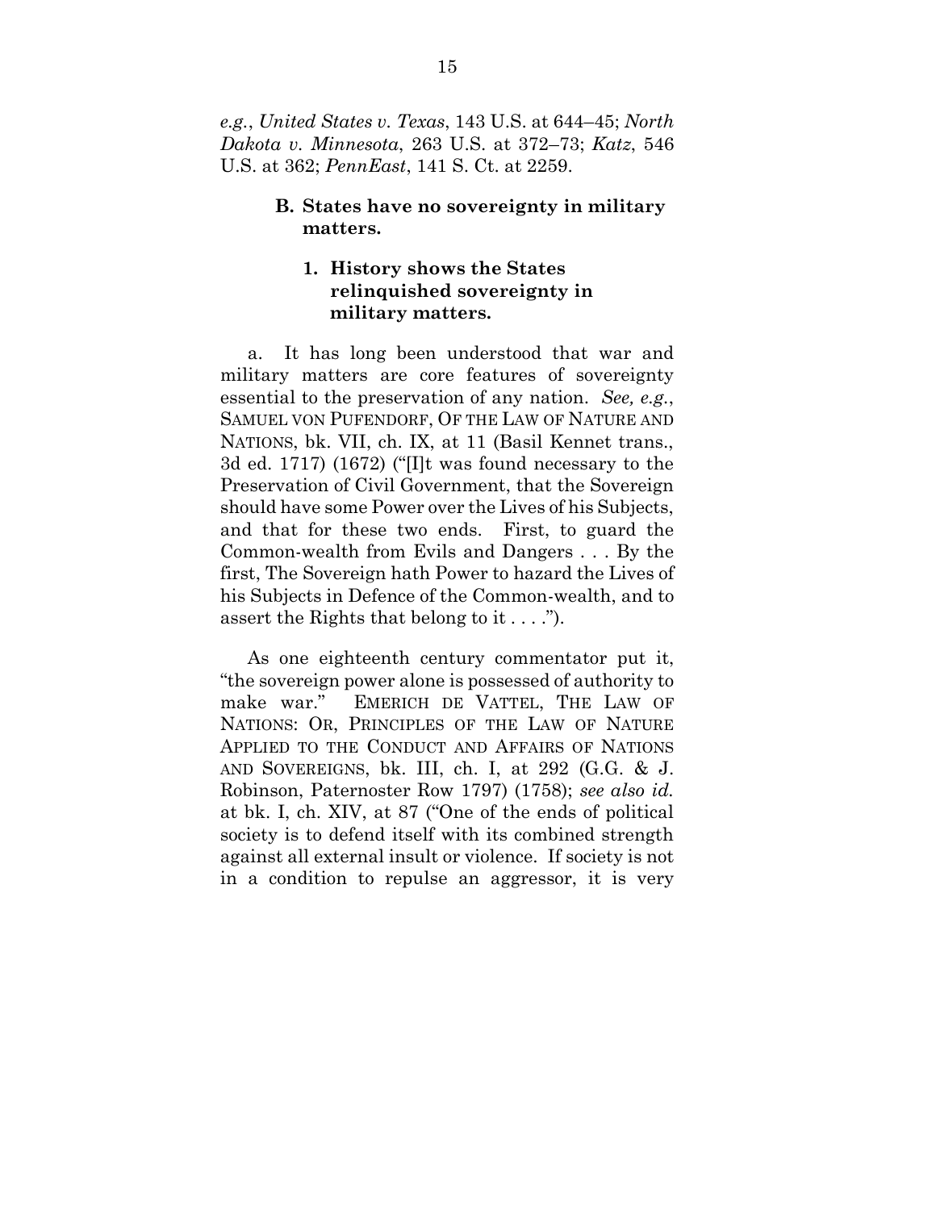*e.g.*, *United States v. Texas*, 143 U.S. at 644–45; *North Dakota v. Minnesota*, 263 U.S. at 372–73; *Katz*, 546 U.S. at 362; *PennEast*, 141 S. Ct. at 2259.

### B. States have no sovereignty in military matters.

#### 1. History shows the States relinquished sovereignty in military matters.

a. It has long been understood that war and military matters are core features of sovereignty essential to the preservation of any nation. *See, e.g.*, SAMUEL VON PUFENDORF, OF THE LAW OF NATURE AND NATIONS, bk. VII, ch. IX, at 11 (Basil Kennet trans., 3d ed. 1717) (1672) ("[I]t was found necessary to the Preservation of Civil Government, that the Sovereign should have some Power over the Lives of his Subjects, and that for these two ends. First, to guard the Common-wealth from Evils and Dangers . . . By the first, The Sovereign hath Power to hazard the Lives of his Subjects in Defence of the Common-wealth, and to assert the Rights that belong to it . . . .").

As one eighteenth century commentator put it, "the sovereign power alone is possessed of authority to make war." EMERICH DE VATTEL, THE LAW OF NATIONS: OR, PRINCIPLES OF THE LAW OF NATURE APPLIED TO THE CONDUCT AND AFFAIRS OF NATIONS AND SOVEREIGNS, bk. III, ch. I, at 292 (G.G. & J. Robinson, Paternoster Row 1797) (1758); *see also id.* at bk. I, ch. XIV, at 87 ("One of the ends of political society is to defend itself with its combined strength against all external insult or violence. If society is not in a condition to repulse an aggressor, it is very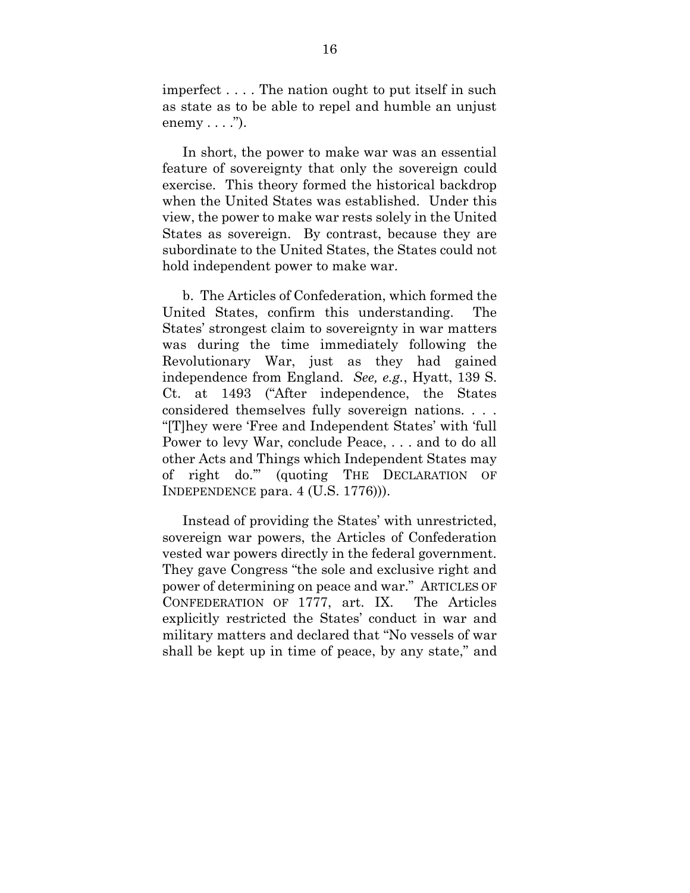imperfect . . . . The nation ought to put itself in such as state as to be able to repel and humble an unjust enemy . . . .").

In short, the power to make war was an essential feature of sovereignty that only the sovereign could exercise. This theory formed the historical backdrop when the United States was established. Under this view, the power to make war rests solely in the United States as sovereign. By contrast, because they are subordinate to the United States, the States could not hold independent power to make war.

b. The Articles of Confederation, which formed the United States, confirm this understanding. The States' strongest claim to sovereignty in war matters was during the time immediately following the Revolutionary War, just as they had gained independence from England. *See, e.g.*, Hyatt, 139 S. Ct. at 1493 ("After independence, the States considered themselves fully sovereign nations. . . . "[T]hey were 'Free and Independent States' with 'full Power to levy War, conclude Peace, . . . and to do all other Acts and Things which Independent States may of right do.'" (quoting THE DECLARATION OF INDEPENDENCE para. 4 (U.S. 1776))).

Instead of providing the States' with unrestricted, sovereign war powers, the Articles of Confederation vested war powers directly in the federal government. They gave Congress "the sole and exclusive right and power of determining on peace and war." ARTICLES OF CONFEDERATION OF 1777, art. IX. The Articles explicitly restricted the States' conduct in war and military matters and declared that "No vessels of war shall be kept up in time of peace, by any state," and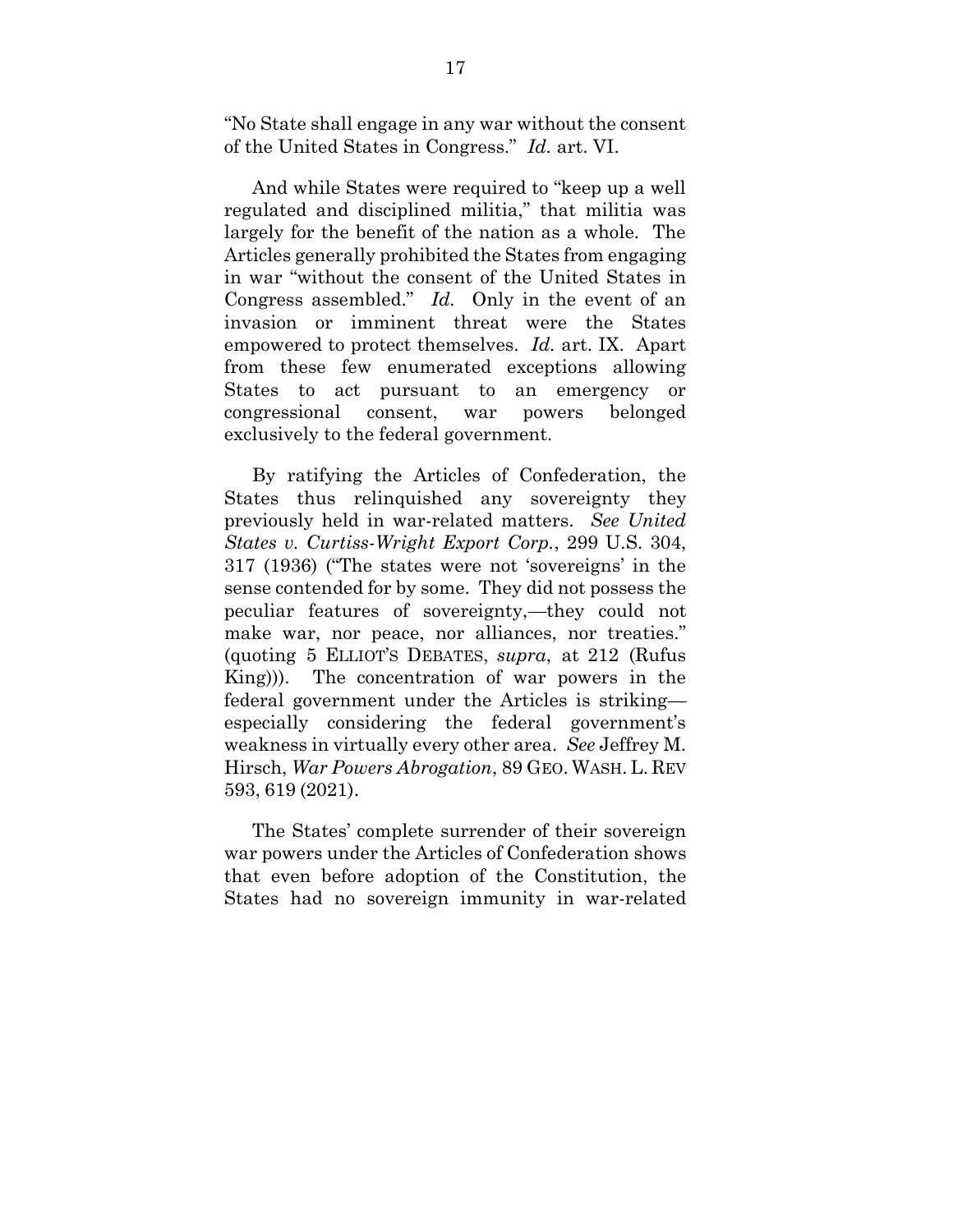"No State shall engage in any war without the consent of the United States in Congress." *Id.* art. VI.

And while States were required to "keep up a well regulated and disciplined militia," that militia was largely for the benefit of the nation as a whole. The Articles generally prohibited the States from engaging in war "without the consent of the United States in Congress assembled." *Id.* Only in the event of an invasion or imminent threat were the States empowered to protect themselves. *Id.* art. IX. Apart from these few enumerated exceptions allowing States to act pursuant to an emergency or congressional consent, war powers belonged exclusively to the federal government.

By ratifying the Articles of Confederation, the States thus relinquished any sovereignty they previously held in war-related matters. *See United States v. Curtiss-Wright Export Corp.*, 299 U.S. 304, 317 (1936) ("The states were not 'sovereigns' in the sense contended for by some. They did not possess the peculiar features of sovereignty,—they could not make war, nor peace, nor alliances, nor treaties." (quoting 5 ELLIOT'S DEBATES, *supra*, at 212 (Rufus King))). The concentration of war powers in the federal government under the Articles is striking—especially considering the federal government's weakness in virtually every other area. *See* Jeffrey M. Hirsch, *War Powers Abrogation*, 89 GEO. WASH. L. REV 593, 619 (2021).

The States' complete surrender of their sovereign war powers under the Articles of Confederation shows that even before adoption of the Constitution, the States had no sovereign immunity in war-related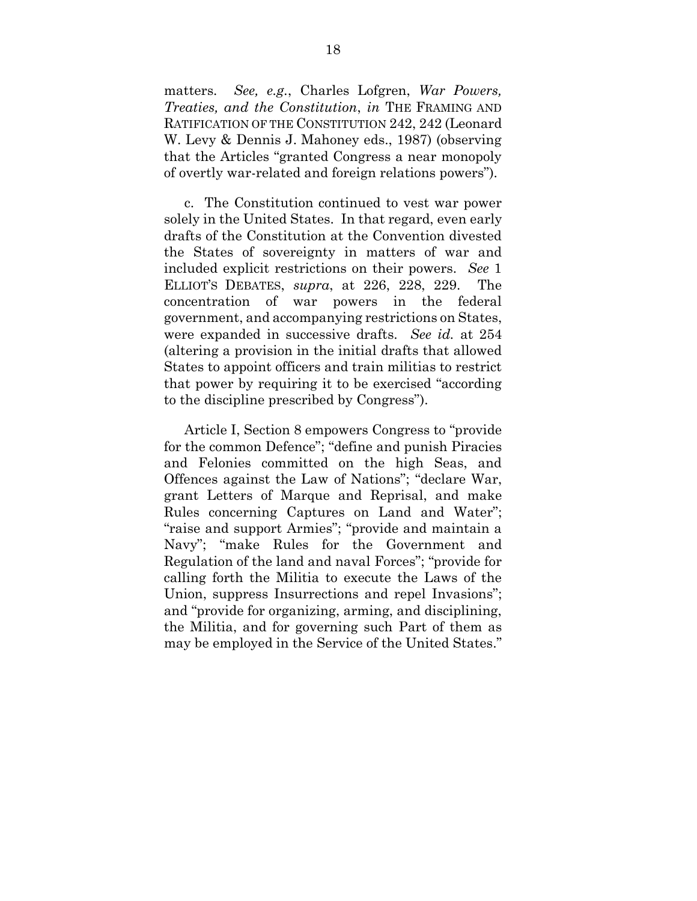matters. *See, e.g.*, Charles Lofgren, *War Powers, Treaties, and the Constitution*, *in* THE FRAMING AND RATIFICATION OF THE CONSTITUTION 242, 242 (Leonard W. Levy & Dennis J. Mahoney eds., 1987) (observing that the Articles "granted Congress a near monopoly of overtly war-related and foreign relations powers").

c. The Constitution continued to vest war power solely in the United States. In that regard, even early drafts of the Constitution at the Convention divested the States of sovereignty in matters of war and included explicit restrictions on their powers. *See* 1 ELLIOT'S DEBATES, *supra*, at 226, 228, 229. The concentration of war powers in the federal government, and accompanying restrictions on States, were expanded in successive drafts. *See id.* at 254 (altering a provision in the initial drafts that allowed States to appoint officers and train militias to restrict that power by requiring it to be exercised "according to the discipline prescribed by Congress").

Article I, Section 8 empowers Congress to "provide for the common Defence"; "define and punish Piracies and Felonies committed on the high Seas, and Offences against the Law of Nations"; "declare War, grant Letters of Marque and Reprisal, and make Rules concerning Captures on Land and Water"; "raise and support Armies"; "provide and maintain a Navy"; "make Rules for the Government and Regulation of the land and naval Forces"; "provide for calling forth the Militia to execute the Laws of the Union, suppress Insurrections and repel Invasions"; and "provide for organizing, arming, and disciplining, the Militia, and for governing such Part of them as may be employed in the Service of the United States."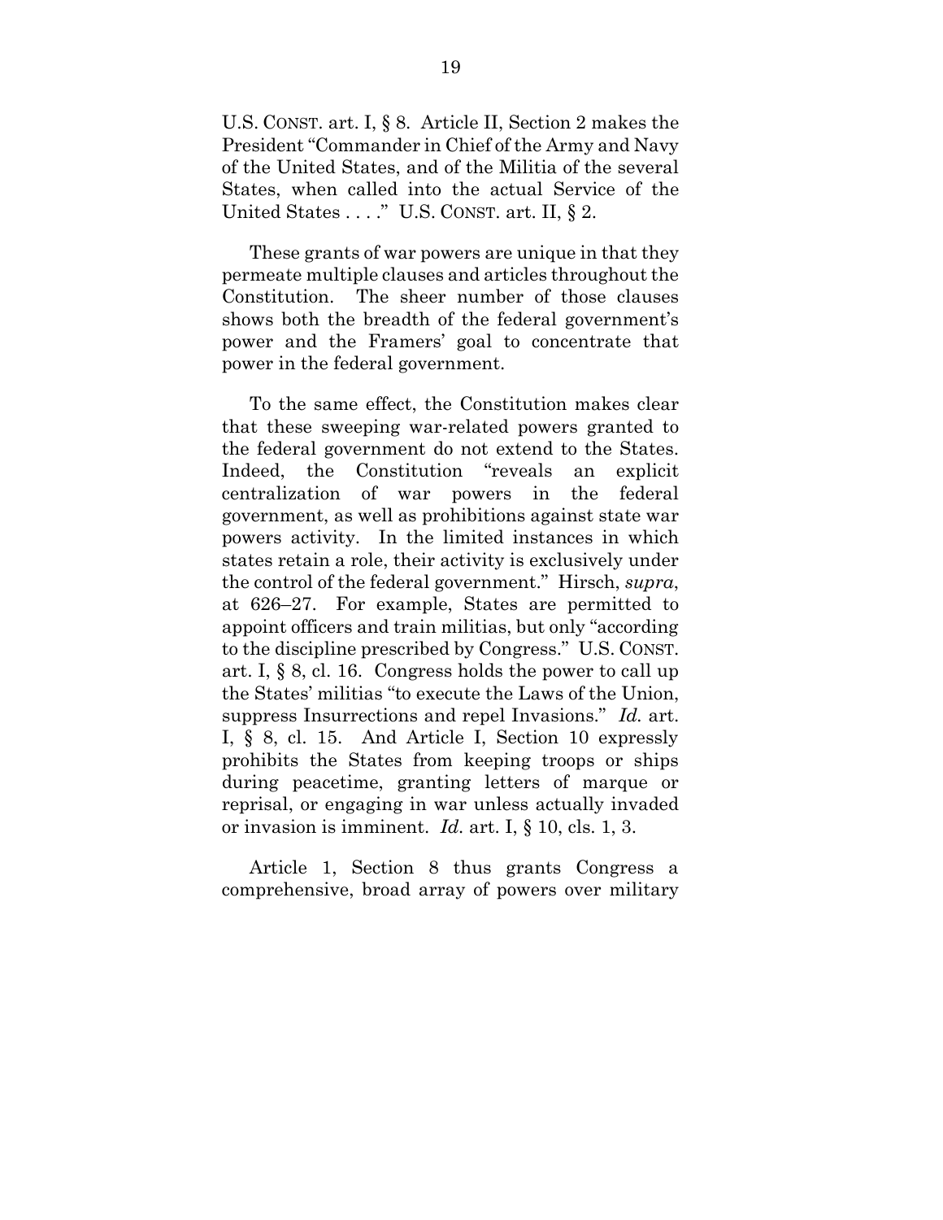U.S. CONST. art. I, § 8. Article II, Section 2 makes the President "Commander in Chief of the Army and Navy of the United States, and of the Militia of the several States, when called into the actual Service of the United States . . . ." U.S. CONST. art. II, § 2.

These grants of war powers are unique in that they permeate multiple clauses and articles throughout the Constitution. The sheer number of those clauses shows both the breadth of the federal government's power and the Framers' goal to concentrate that power in the federal government.

To the same effect, the Constitution makes clear that these sweeping war-related powers granted to the federal government do not extend to the States. Indeed, the Constitution "reveals an explicit centralization of war powers in the federal government, as well as prohibitions against state war powers activity. In the limited instances in which states retain a role, their activity is exclusively under the control of the federal government." Hirsch, *supra*, at 626–27. For example, States are permitted to appoint officers and train militias, but only "according to the discipline prescribed by Congress." U.S. CONST. art. I, § 8, cl. 16. Congress holds the power to call up the States' militias "to execute the Laws of the Union, suppress Insurrections and repel Invasions." *Id.* art. I, § 8, cl. 15. And Article I, Section 10 expressly prohibits the States from keeping troops or ships during peacetime, granting letters of marque or reprisal, or engaging in war unless actually invaded or invasion is imminent. *Id.* art. I, § 10, cls. 1, 3.

Article 1, Section 8 thus grants Congress a comprehensive, broad array of powers over military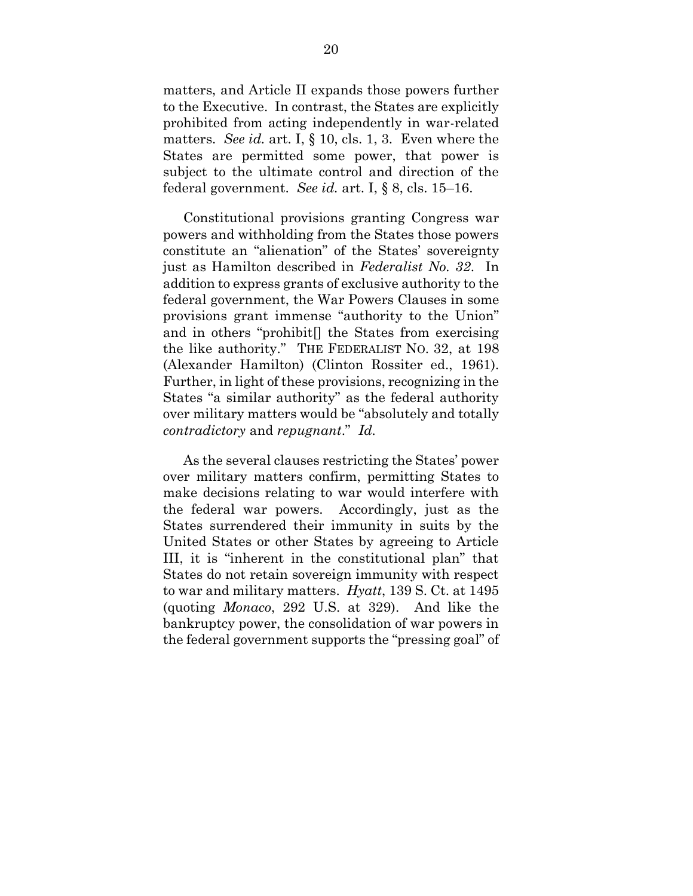matters, and Article II expands those powers further to the Executive. In contrast, the States are explicitly prohibited from acting independently in war-related matters. *See id.* art. I, § 10, cls. 1, 3. Even where the States are permitted some power, that power is subject to the ultimate control and direction of the federal government. *See id.* art. I, § 8, cls. 15–16.

Constitutional provisions granting Congress war powers and withholding from the States those powers constitute an "alienation" of the States' sovereignty just as Hamilton described in *Federalist No. 32*. In addition to express grants of exclusive authority to the federal government, the War Powers Clauses in some provisions grant immense "authority to the Union" and in others "prohibit[] the States from exercising the like authority." THE FEDERALIST NO. 32, at 198 (Alexander Hamilton) (Clinton Rossiter ed., 1961). Further, in light of these provisions, recognizing in the States "a similar authority" as the federal authority over military matters would be "absolutely and totally *contradictory* and *repugnant*." *Id.*

As the several clauses restricting the States' power over military matters confirm, permitting States to make decisions relating to war would interfere with the federal war powers. Accordingly, just as the States surrendered their immunity in suits by the United States or other States by agreeing to Article III, it is "inherent in the constitutional plan" that States do not retain sovereign immunity with respect to war and military matters. *Hyatt*, 139 S. Ct. at 1495 (quoting *Monaco*, 292 U.S. at 329). And like the bankruptcy power, the consolidation of war powers in the federal government supports the "pressing goal" of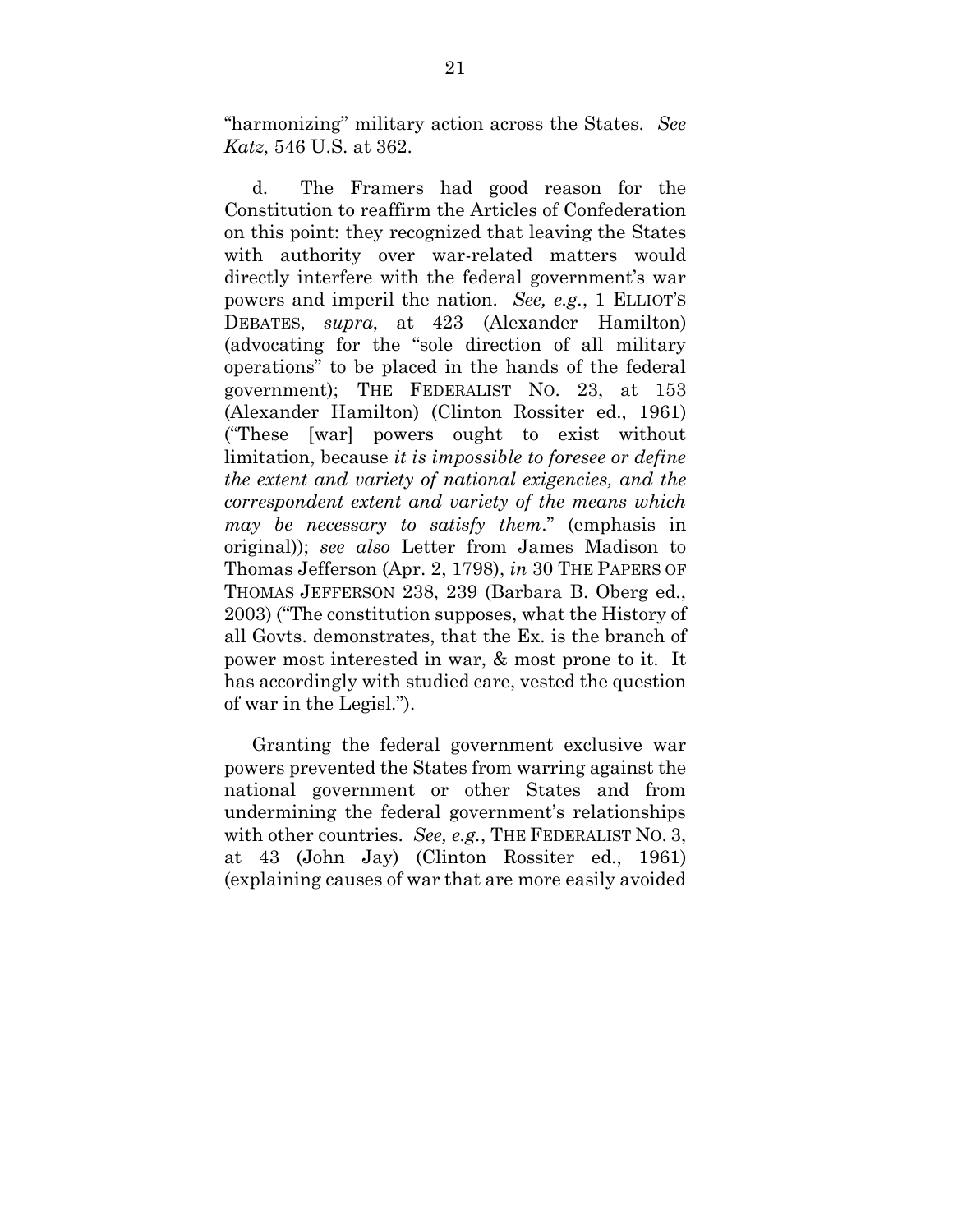"harmonizing" military action across the States. *See Katz*, 546 U.S. at 362.

d. The Framers had good reason for the Constitution to reaffirm the Articles of Confederation on this point: they recognized that leaving the States with authority over war-related matters would directly interfere with the federal government's war powers and imperil the nation. *See, e.g.*, 1 ELLIOT'S DEBATES, *supra*, at 423 (Alexander Hamilton) (advocating for the "sole direction of all military operations" to be placed in the hands of the federal government); THE FEDERALIST NO. 23, at 153 (Alexander Hamilton) (Clinton Rossiter ed., 1961) ("These [war] powers ought to exist without limitation, because *it is impossible to foresee or define the extent and variety of national exigencies, and the correspondent extent and variety of the means which may be necessary to satisfy them*." (emphasis in original)); *see also* Letter from James Madison to Thomas Jefferson (Apr. 2, 1798), *in* 30 THE PAPERS OF THOMAS JEFFERSON 238, 239 (Barbara B. Oberg ed., 2003) ("The constitution supposes, what the History of all Govts. demonstrates, that the Ex. is the branch of power most interested in war, & most prone to it. It has accordingly with studied care, vested the question of war in the Legisl.").

Granting the federal government exclusive war powers prevented the States from warring against the national government or other States and from undermining the federal government's relationships with other countries. *See, e.g.*, THE FEDERALIST NO. 3, at 43 (John Jay) (Clinton Rossiter ed., 1961) (explaining causes of war that are more easily avoided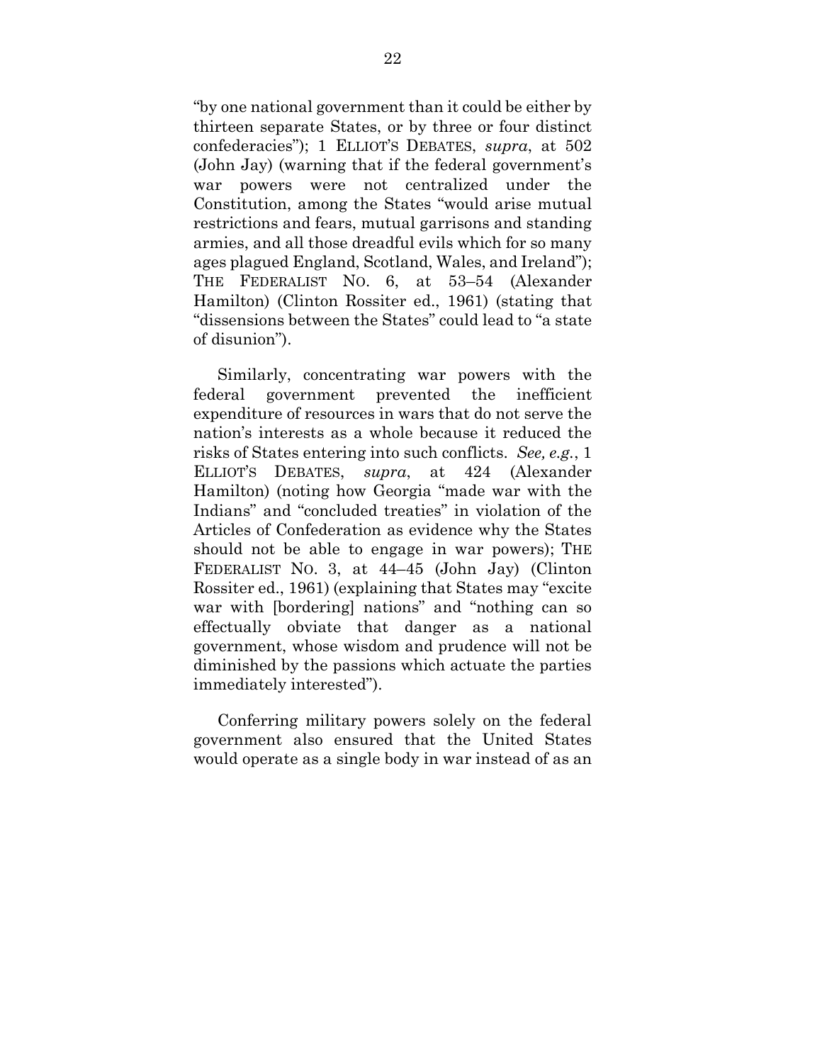"by one national government than it could be either by thirteen separate States, or by three or four distinct confederacies"); 1 ELLIOT'S DEBATES, *supra*, at 502 (John Jay) (warning that if the federal government's war powers were not centralized under the Constitution, among the States "would arise mutual restrictions and fears, mutual garrisons and standing armies, and all those dreadful evils which for so many ages plagued England, Scotland, Wales, and Ireland"); THE FEDERALIST NO. 6, at 53–54 (Alexander Hamilton) (Clinton Rossiter ed., 1961) (stating that "dissensions between the States" could lead to "a state of disunion").

Similarly, concentrating war powers with the federal government prevented the inefficient expenditure of resources in wars that do not serve the nation's interests as a whole because it reduced the risks of States entering into such conflicts. *See, e.g.*, 1 ELLIOT'S DEBATES, *supra*, at 424 (Alexander Hamilton) (noting how Georgia "made war with the Indians" and "concluded treaties" in violation of the Articles of Confederation as evidence why the States should not be able to engage in war powers); THE FEDERALIST NO. 3, at 44–45 (John Jay) (Clinton Rossiter ed., 1961) (explaining that States may "excite war with [bordering] nations" and "nothing can so effectually obviate that danger as a national government, whose wisdom and prudence will not be diminished by the passions which actuate the parties immediately interested").

Conferring military powers solely on the federal government also ensured that the United States would operate as a single body in war instead of as an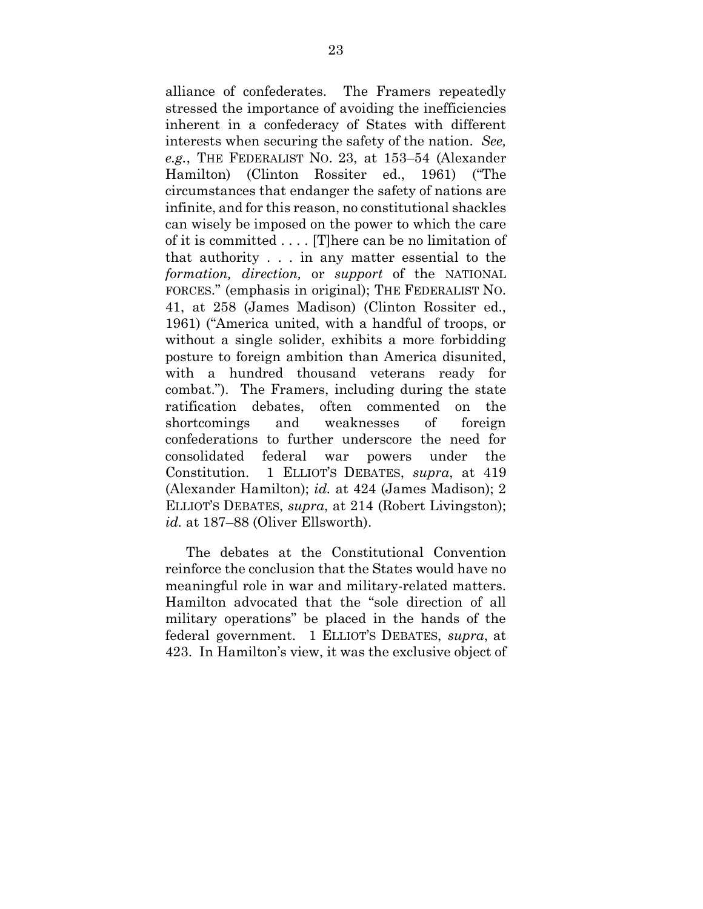alliance of confederates. The Framers repeatedly stressed the importance of avoiding the inefficiencies inherent in a confederacy of States with different interests when securing the safety of the nation. *See, e.g.*, THE FEDERALIST NO. 23, at 153–54 (Alexander Hamilton) (Clinton Rossiter ed., 1961) ("The circumstances that endanger the safety of nations are infinite, and for this reason, no constitutional shackles can wisely be imposed on the power to which the care of it is committed . . . . [T]here can be no limitation of that authority . . . in any matter essential to the *formation, direction,* or *support* of the NATIONAL FORCES." (emphasis in original); THE FEDERALIST NO. 41, at 258 (James Madison) (Clinton Rossiter ed., 1961) ("America united, with a handful of troops, or without a single solider, exhibits a more forbidding posture to foreign ambition than America disunited, with a hundred thousand veterans ready for combat."). The Framers, including during the state ratification debates, often commented on the shortcomings and weaknesses of foreign confederations to further underscore the need for consolidated federal war powers under the Constitution. 1 ELLIOT'S DEBATES, *supra*, at 419 (Alexander Hamilton); *id.* at 424 (James Madison); 2 ELLIOT'S DEBATES, *supra*, at 214 (Robert Livingston); *id.* at 187–88 (Oliver Ellsworth).

The debates at the Constitutional Convention reinforce the conclusion that the States would have no meaningful role in war and military-related matters. Hamilton advocated that the "sole direction of all military operations" be placed in the hands of the federal government. 1 ELLIOT'S DEBATES, *supra*, at 423. In Hamilton's view, it was the exclusive object of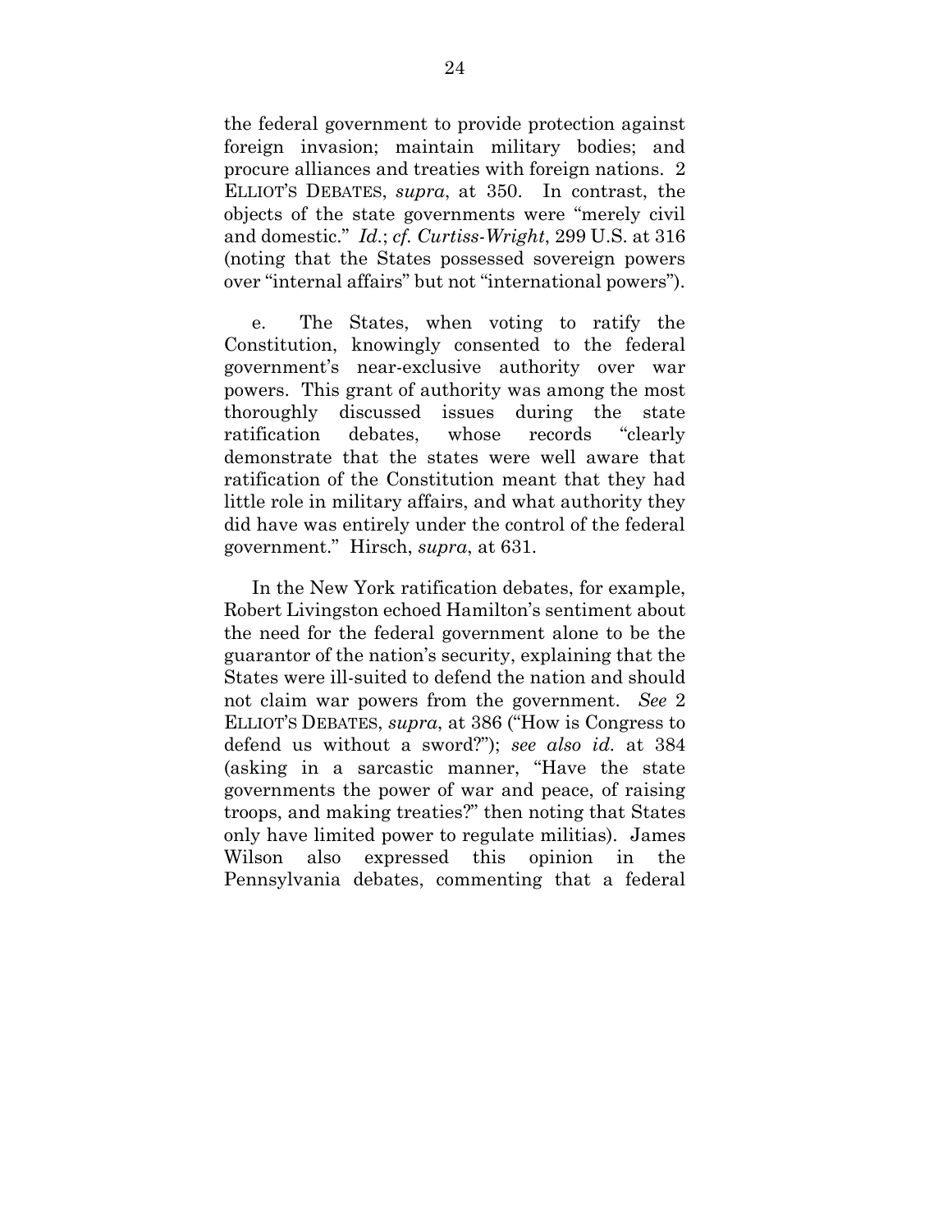the federal government to provide protection against foreign invasion; maintain military bodies; and procure alliances and treaties with foreign nations. 2 ELLIOT'S DEBATES, *supra*, at 350. In contrast, the objects of the state governments were "merely civil and domestic." *Id.*; *cf. Curtiss-Wright*, 299 U.S. at 316 (noting that the States possessed sovereign powers over "internal affairs" but not "international powers").

e. The States, when voting to ratify the Constitution, knowingly consented to the federal government's near-exclusive authority over war powers. This grant of authority was among the most thoroughly discussed issues during the state ratification debates, whose records "clearly demonstrate that the states were well aware that ratification of the Constitution meant that they had little role in military affairs, and what authority they did have was entirely under the control of the federal government." Hirsch, *supra*, at 631.

In the New York ratification debates, for example, Robert Livingston echoed Hamilton's sentiment about the need for the federal government alone to be the guarantor of the nation's security, explaining that the States were ill-suited to defend the nation and should not claim war powers from the government. *See* 2 ELLIOT'S DEBATES, *supra*, at 386 ("How is Congress to defend us without a sword?"); *see also id.* at 384 (asking in a sarcastic manner, "Have the state governments the power of war and peace, of raising troops, and making treaties?" then noting that States only have limited power to regulate militias). James Wilson also expressed this opinion in the Pennsylvania debates, commenting that a federal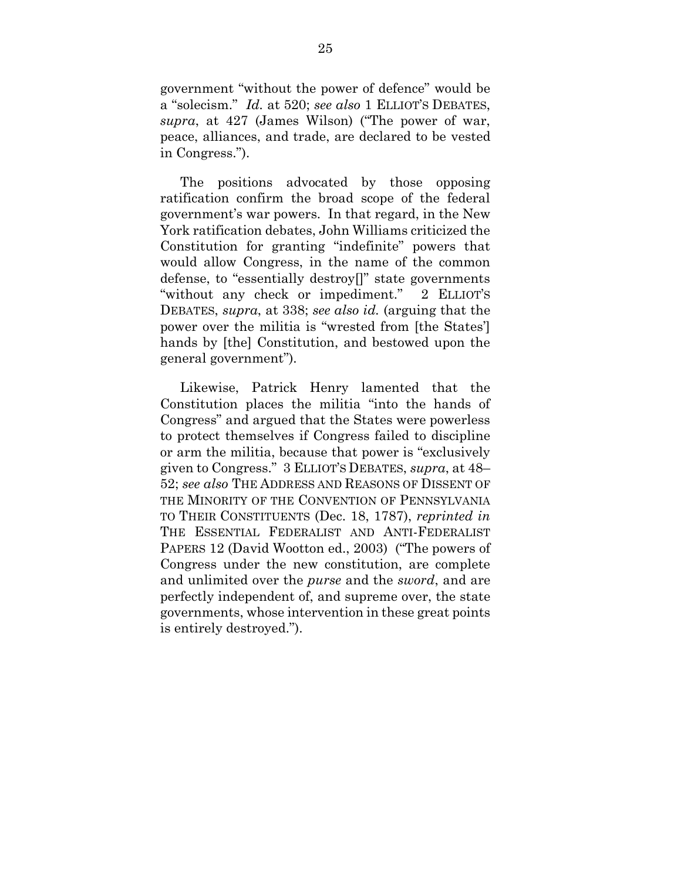government "without the power of defence" would be a "solecism." *Id.* at 520; *see also* 1 ELLIOT'S DEBATES, *supra*, at 427 (James Wilson) ("The power of war, peace, alliances, and trade, are declared to be vested in Congress.").

The positions advocated by those opposing ratification confirm the broad scope of the federal government's war powers. In that regard, in the New York ratification debates, John Williams criticized the Constitution for granting "indefinite" powers that would allow Congress, in the name of the common defense, to "essentially destroy[]" state governments "without any check or impediment." 2 ELLIOT'S DEBATES, *supra*, at 338; *see also id.* (arguing that the power over the militia is "wrested from [the States'] hands by [the] Constitution, and bestowed upon the general government").

Likewise, Patrick Henry lamented that the Constitution places the militia "into the hands of Congress" and argued that the States were powerless to protect themselves if Congress failed to discipline or arm the militia, because that power is "exclusively given to Congress." 3 ELLIOT'S DEBATES, *supra*, at 48–52; *see also* THE ADDRESS AND REASONS OF DISSENT OF THE MINORITY OF THE CONVENTION OF PENNSYLVANIA TO THEIR CONSTITUENTS (Dec. 18, 1787), *reprinted in* THE ESSENTIAL FEDERALIST AND ANTI-FEDERALIST PAPERS 12 (David Wootton ed., 2003) ("The powers of Congress under the new constitution, are complete and unlimited over the *purse* and the *sword*, and are perfectly independent of, and supreme over, the state governments, whose intervention in these great points is entirely destroyed.").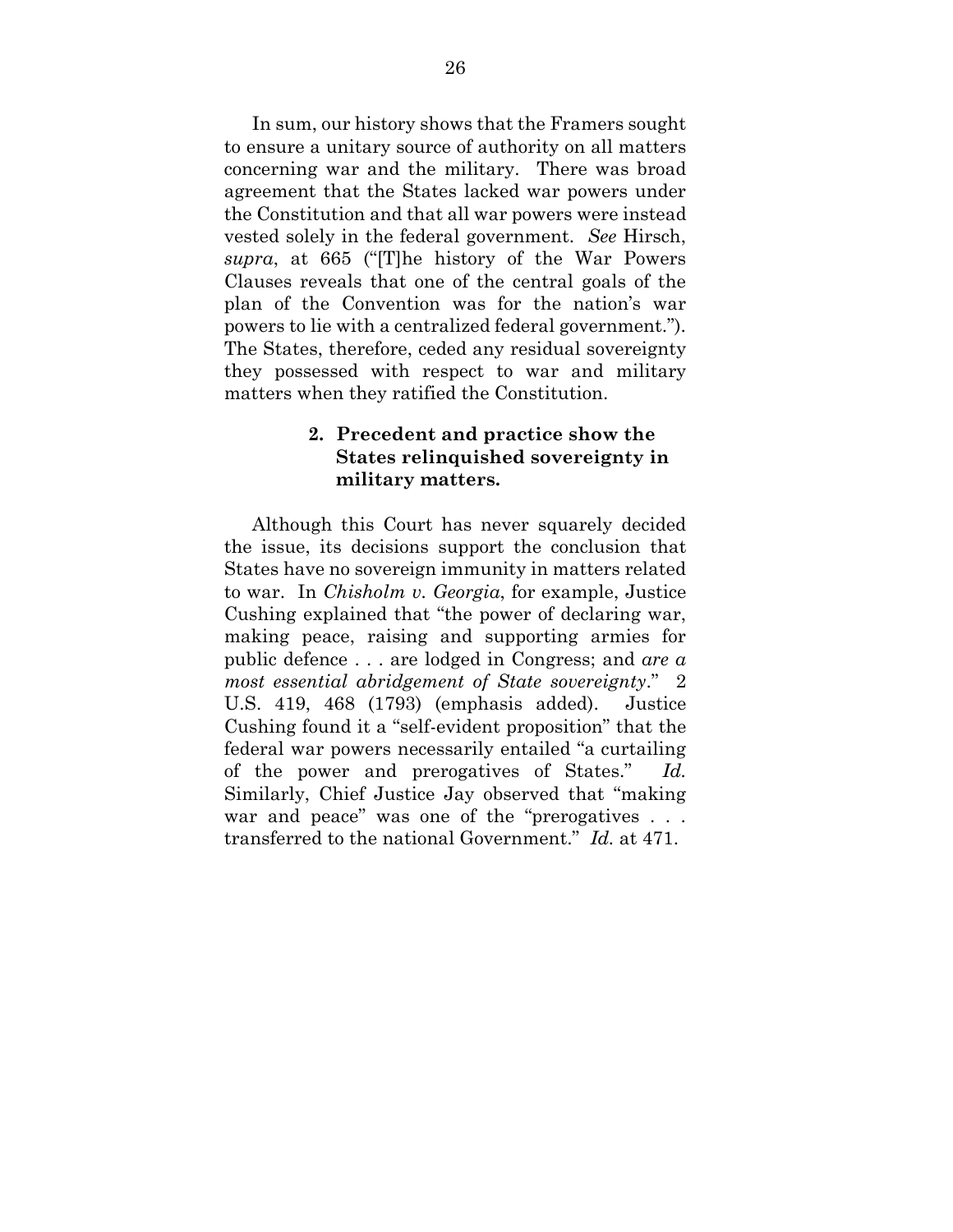In sum, our history shows that the Framers sought to ensure a unitary source of authority on all matters concerning war and the military. There was broad agreement that the States lacked war powers under the Constitution and that all war powers were instead vested solely in the federal government. *See* Hirsch, *supra*, at 665 ("[T]he history of the War Powers Clauses reveals that one of the central goals of the plan of the Convention was for the nation's war powers to lie with a centralized federal government."). The States, therefore, ceded any residual sovereignty they possessed with respect to war and military matters when they ratified the Constitution.

**2. Precedent and practice show the States relinquished sovereignty in military matters.**

Although this Court has never squarely decided the issue, its decisions support the conclusion that States have no sovereign immunity in matters related to war. In *Chisholm v. Georgia*, for example, Justice Cushing explained that "the power of declaring war, making peace, raising and supporting armies for public defence . . . are lodged in Congress; and *are a most essential abridgement of State sovereignty*." 2 U.S. 419, 468 (1793) (emphasis added). Justice Cushing found it a "self-evident proposition" that the federal war powers necessarily entailed "a curtailing of the power and prerogatives of States." *Id.* Similarly, Chief Justice Jay observed that "making war and peace" was one of the "prerogatives . . . transferred to the national Government." *Id.* at 471.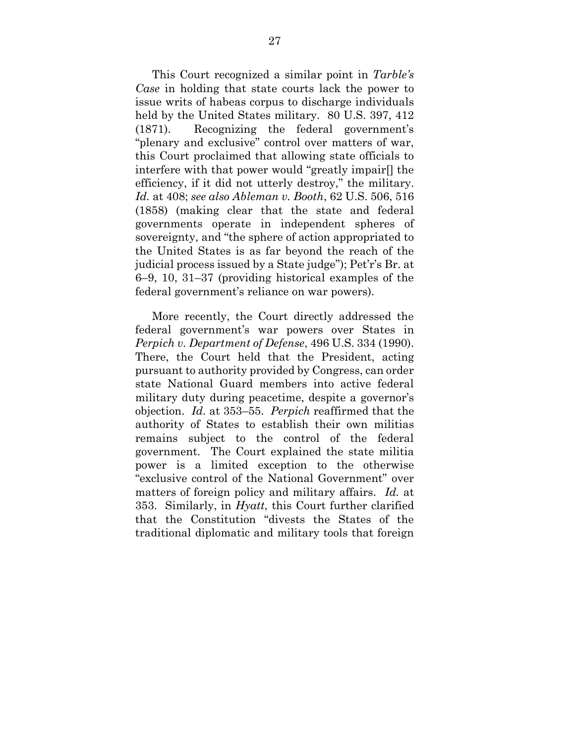This Court recognized a similar point in *Tarble's Case* in holding that state courts lack the power to issue writs of habeas corpus to discharge individuals held by the United States military. 80 U.S. 397, 412 (1871). Recognizing the federal government's "plenary and exclusive" control over matters of war, this Court proclaimed that allowing state officials to interfere with that power would "greatly impair[] the efficiency, if it did not utterly destroy," the military. *Id.* at 408; *see also Ableman v. Booth*, 62 U.S. 506, 516 (1858) (making clear that the state and federal governments operate in independent spheres of sovereignty, and "the sphere of action appropriated to the United States is as far beyond the reach of the judicial process issued by a State judge"); Pet'r's Br. at 6–9, 10, 31–37 (providing historical examples of the federal government's reliance on war powers).

More recently, the Court directly addressed the federal government's war powers over States in *Perpich v. Department of Defense*, 496 U.S. 334 (1990). There, the Court held that the President, acting pursuant to authority provided by Congress, can order state National Guard members into active federal military duty during peacetime, despite a governor's objection. *Id.* at 353–55. *Perpich* reaffirmed that the authority of States to establish their own militias remains subject to the control of the federal government. The Court explained the state militia power is a limited exception to the otherwise "exclusive control of the National Government" over matters of foreign policy and military affairs. *Id.* at 353. Similarly, in *Hyatt*, this Court further clarified that the Constitution "divests the States of the traditional diplomatic and military tools that foreign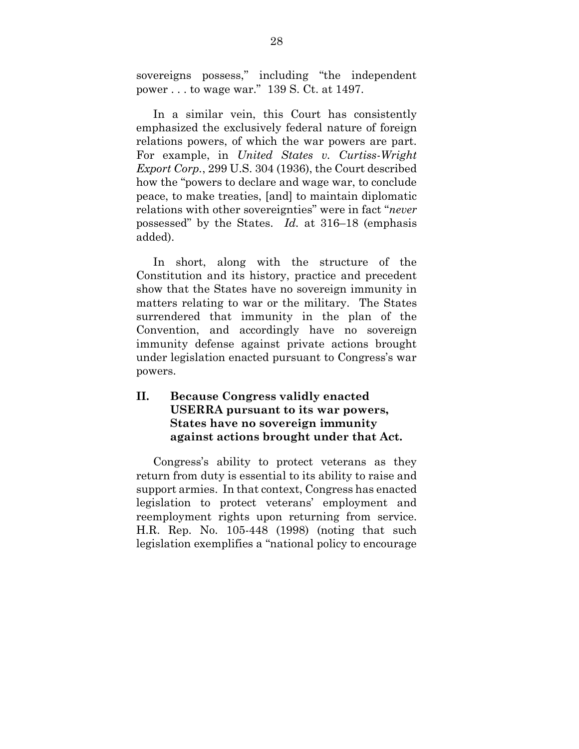sovereigns possess," including "the independent power . . . to wage war." 139 S. Ct. at 1497.

In a similar vein, this Court has consistently emphasized the exclusively federal nature of foreign relations powers, of which the war powers are part. For example, in *United States v. Curtiss-Wright Export Corp.*, 299 U.S. 304 (1936), the Court described how the "powers to declare and wage war, to conclude peace, to make treaties, [and] to maintain diplomatic relations with other sovereignties" were in fact "*never* possessed" by the States. *Id.* at 316–18 (emphasis added).

In short, along with the structure of the Constitution and its history, practice and precedent show that the States have no sovereign immunity in matters relating to war or the military. The States surrendered that immunity in the plan of the Convention, and accordingly have no sovereign immunity defense against private actions brought under legislation enacted pursuant to Congress's war powers.

## II. Because Congress validly enacted USERRA pursuant to its war powers, States have no sovereign immunity against actions brought under that Act.

Congress's ability to protect veterans as they return from duty is essential to its ability to raise and support armies. In that context, Congress has enacted legislation to protect veterans' employment and reemployment rights upon returning from service. H.R. Rep. No. 105-448 (1998) (noting that such legislation exemplifies a "national policy to encourage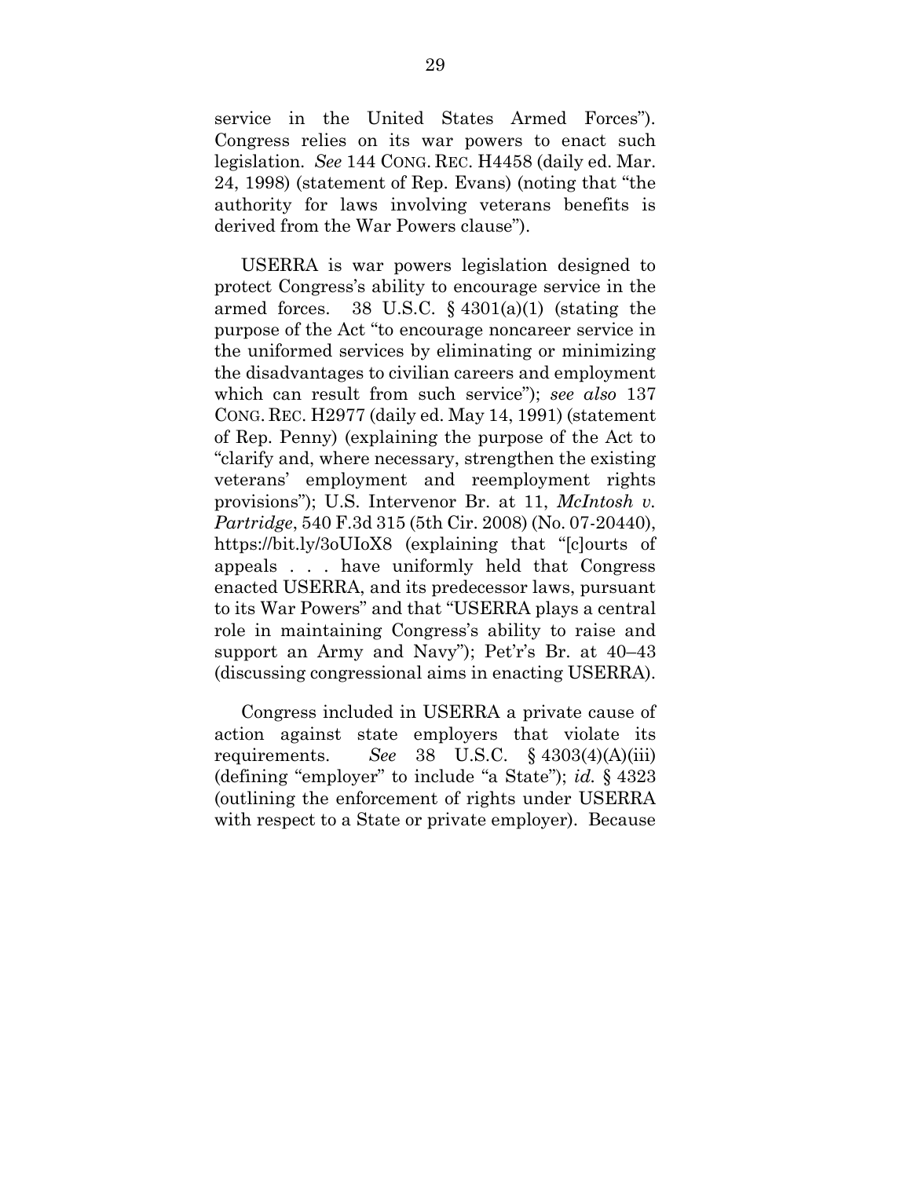service in the United States Armed Forces"). Congress relies on its war powers to enact such legislation. *See* 144 CONG. REC. H4458 (daily ed. Mar. 24, 1998) (statement of Rep. Evans) (noting that "the authority for laws involving veterans benefits is derived from the War Powers clause").

USERRA is war powers legislation designed to protect Congress's ability to encourage service in the armed forces. 38 U.S.C. § 4301(a)(1) (stating the purpose of the Act "to encourage noncareer service in the uniformed services by eliminating or minimizing the disadvantages to civilian careers and employment which can result from such service"); *see also* 137 CONG. REC. H2977 (daily ed. May 14, 1991) (statement of Rep. Penny) (explaining the purpose of the Act to "clarify and, where necessary, strengthen the existing veterans' employment and reemployment rights provisions"); U.S. Intervenor Br. at 11, *McIntosh v. Partridge*, 540 F.3d 315 (5th Cir. 2008) (No. 07-20440), https://bit.ly/3oUIoX8 (explaining that "[c]ourts of appeals . . . have uniformly held that Congress enacted USERRA, and its predecessor laws, pursuant to its War Powers" and that "USERRA plays a central role in maintaining Congress's ability to raise and support an Army and Navy"); Pet'r's Br. at 40–43 (discussing congressional aims in enacting USERRA).

Congress included in USERRA a private cause of action against state employers that violate its requirements. *See* 38 U.S.C. § 4303(4)(A)(iii) (defining "employer" to include "a State"); *id.* § 4323 (outlining the enforcement of rights under USERRA with respect to a State or private employer). Because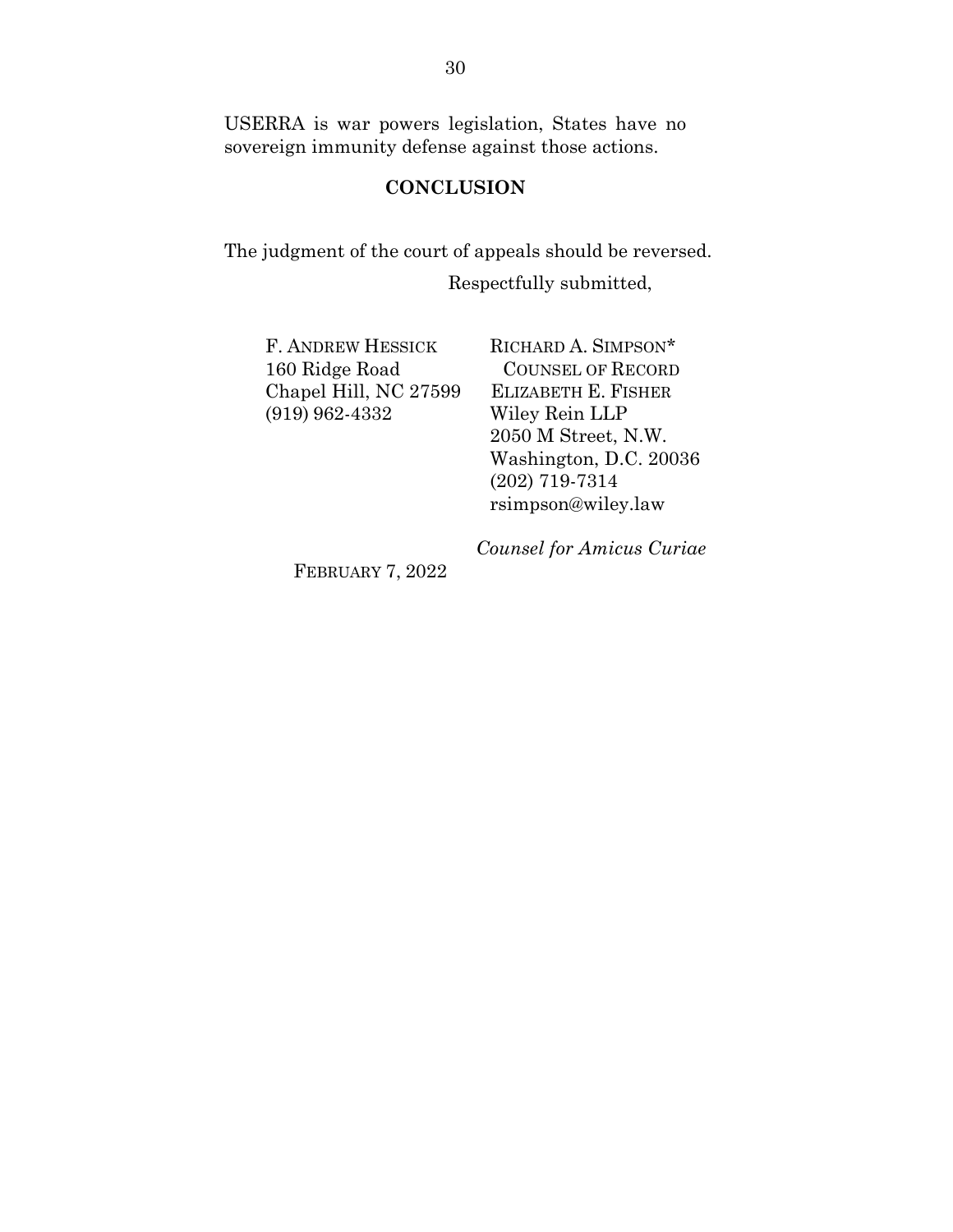USERRA is war powers legislation, States have no sovereign immunity defense against those actions.

## CONCLUSION

The judgment of the court of appeals should be reversed.

Respectfully submitted,

F. ANDREW HESSICK
160 Ridge Road
Chapel Hill, NC 27599
(919) 962-4332

RICHARD A. SIMPSON*
COUNSEL OF RECORD
ELIZABETH E. FISHER
Wiley Rein LLP
2050 M Street, N.W.
Washington, D.C. 20036
(202) 719-7314
rsimpson@wiley.law

*Counsel for Amicus Curiae*

FEBRUARY 7, 2022